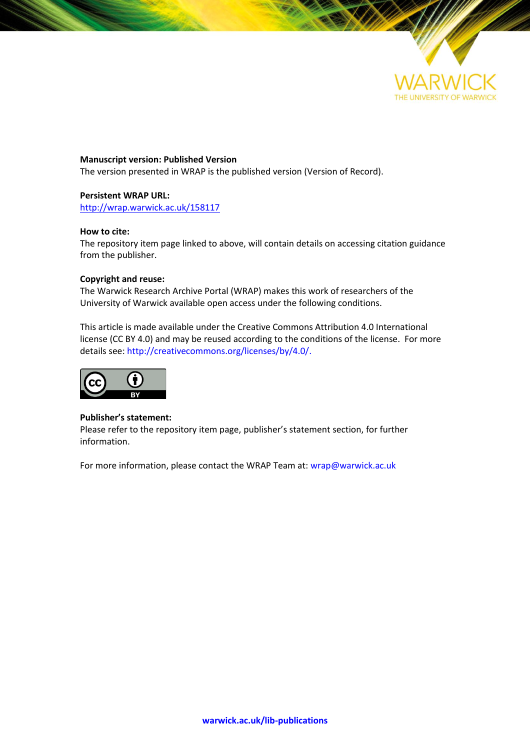**Manuscript version: Published Version**
The version presented in WRAP is the published version (Version of Record).

**Persistent WRAP URL:**
http://wrap.warwick.ac.uk/158117

**How to cite:**
The repository item page linked to above, will contain details on accessing citation guidance from the publisher.

**Copyright and reuse:**
The Warwick Research Archive Portal (WRAP) makes this work of researchers of the University of Warwick available open access under the following conditions.

This article is made available under the Creative Commons Attribution 4.0 International license (CC BY 4.0) and may be reused according to the conditions of the license. For more details see: http://creativecommons.org/licenses/by/4.0/.

**Publisher's statement:**
Please refer to the repository item page, publisher's statement section, for further information.

For more information, please contact the WRAP Team at: wrap@warwick.ac.uk

**warwick.ac.uk/lib-publications**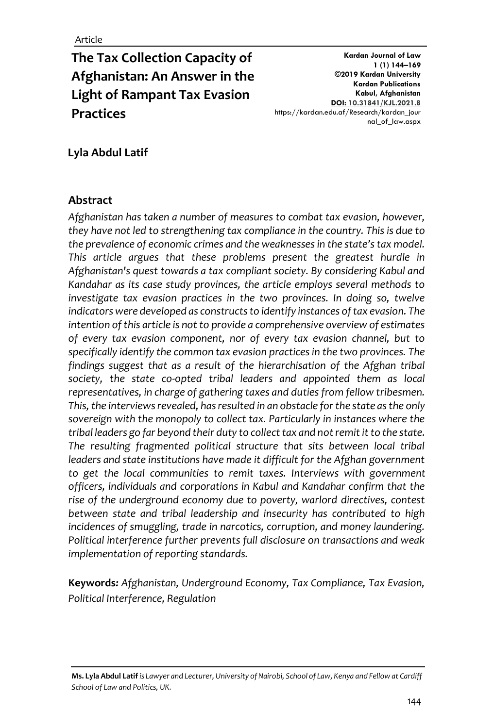Article

# The Tax Collection Capacity of Afghanistan: An Answer in the Light of Rampant Tax Evasion Practices

**Kardan Journal of Law**
**1 (1) 144–169**
**©2019 Kardan University**
**Kardan Publications**
**Kabul, Afghanistan**
**DOI: 10.31841/KJL.2021.8**
https://kardan.edu.af/Research/kardan_journal_of_law.aspx

**Lyla Abdul Latif**

## Abstract

*Afghanistan has taken a number of measures to combat tax evasion, however, they have not led to strengthening tax compliance in the country. This is due to the prevalence of economic crimes and the weaknesses in the state's tax model. This article argues that these problems present the greatest hurdle in Afghanistan's quest towards a tax compliant society. By considering Kabul and Kandahar as its case study provinces, the article employs several methods to investigate tax evasion practices in the two provinces. In doing so, twelve indicators were developed as constructs to identify instances of tax evasion. The intention of this article is not to provide a comprehensive overview of estimates of every tax evasion component, nor of every tax evasion channel, but to specifically identify the common tax evasion practices in the two provinces. The findings suggest that as a result of the hierarchisation of the Afghan tribal society, the state co-opted tribal leaders and appointed them as local representatives, in charge of gathering taxes and duties from fellow tribesmen. This, the interviews revealed, has resulted in an obstacle for the state as the only sovereign with the monopoly to collect tax. Particularly in instances where the tribal leaders go far beyond their duty to collect tax and not remit it to the state. The resulting fragmented political structure that sits between local tribal leaders and state institutions have made it difficult for the Afghan government to get the local communities to remit taxes. Interviews with government officers, individuals and corporations in Kabul and Kandahar confirm that the rise of the underground economy due to poverty, warlord directives, contest between state and tribal leadership and insecurity has contributed to high incidences of smuggling, trade in narcotics, corruption, and money laundering. Political interference further prevents full disclosure on transactions and weak implementation of reporting standards.*

**Keywords:** *Afghanistan, Underground Economy, Tax Compliance, Tax Evasion, Political Interference, Regulation*

---

**Ms. Lyla Abdul Latif** *is Lawyer and Lecturer, University of Nairobi, School of Law, Kenya and Fellow at Cardiff School of Law and Politics, UK.*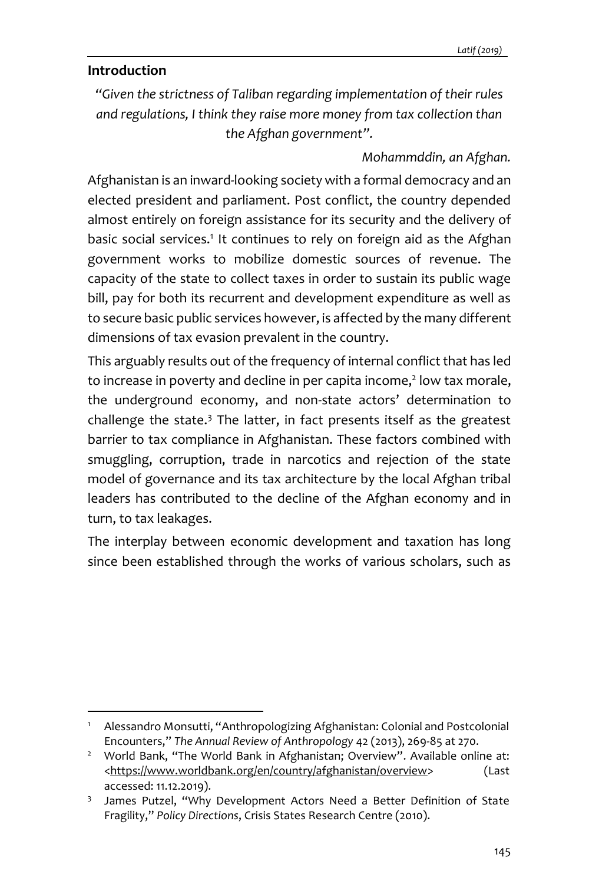## Introduction

*"Given the strictness of Taliban regarding implementation of their rules and regulations, I think they raise more money from tax collection than the Afghan government".*

*Mohammddin, an Afghan.*

Afghanistan is an inward-looking society with a formal democracy and an elected president and parliament. Post conflict, the country depended almost entirely on foreign assistance for its security and the delivery of basic social services.[1] It continues to rely on foreign aid as the Afghan government works to mobilize domestic sources of revenue. The capacity of the state to collect taxes in order to sustain its public wage bill, pay for both its recurrent and development expenditure as well as to secure basic public services however, is affected by the many different dimensions of tax evasion prevalent in the country.

This arguably results out of the frequency of internal conflict that has led to increase in poverty and decline in per capita income,[2] low tax morale, the underground economy, and non-state actors' determination to challenge the state.[3] The latter, in fact presents itself as the greatest barrier to tax compliance in Afghanistan. These factors combined with smuggling, corruption, trade in narcotics and rejection of the state model of governance and its tax architecture by the local Afghan tribal leaders has contributed to the decline of the Afghan economy and in turn, to tax leakages.

The interplay between economic development and taxation has long since been established through the works of various scholars, such as

---

[1] Alessandro Monsutti, "Anthropologizing Afghanistan: Colonial and Postcolonial Encounters," *The Annual Review of Anthropology* 42 (2013), 269-85 at 270.

[2] World Bank, "The World Bank in Afghanistan; Overview". Available online at: <https://www.worldbank.org/en/country/afghanistan/overview> (Last accessed: 11.12.2019).

[3] James Putzel, "Why Development Actors Need a Better Definition of State Fragility," *Policy Directions*, Crisis States Research Centre (2010).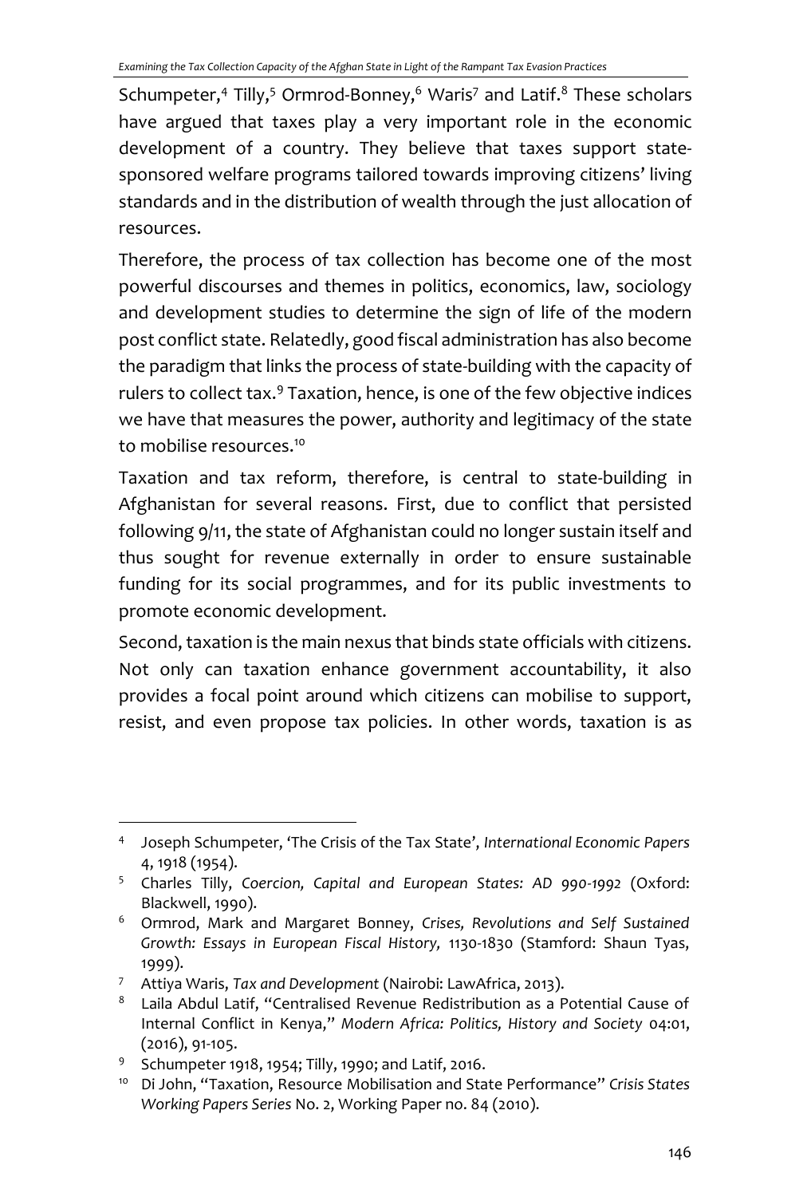Schumpeter,[4] Tilly,[5] Ormrod-Bonney,[6] Waris[7] and Latif.[8] These scholars have argued that taxes play a very important role in the economic development of a country. They believe that taxes support state-sponsored welfare programs tailored towards improving citizens' living standards and in the distribution of wealth through the just allocation of resources.

Therefore, the process of tax collection has become one of the most powerful discourses and themes in politics, economics, law, sociology and development studies to determine the sign of life of the modern post conflict state. Relatedly, good fiscal administration has also become the paradigm that links the process of state-building with the capacity of rulers to collect tax.[9] Taxation, hence, is one of the few objective indices we have that measures the power, authority and legitimacy of the state to mobilise resources.[10]

Taxation and tax reform, therefore, is central to state-building in Afghanistan for several reasons. First, due to conflict that persisted following 9/11, the state of Afghanistan could no longer sustain itself and thus sought for revenue externally in order to ensure sustainable funding for its social programmes, and for its public investments to promote economic development.

Second, taxation is the main nexus that binds state officials with citizens. Not only can taxation enhance government accountability, it also provides a focal point around which citizens can mobilise to support, resist, and even propose tax policies. In other words, taxation is as

---

4 Joseph Schumpeter, 'The Crisis of the Tax State', *International Economic Papers* 4, 1918 (1954).

5 Charles Tilly, *Coercion, Capital and European States: AD 990-1992* (Oxford: Blackwell, 1990).

6 Ormrod, Mark and Margaret Bonney, *Crises, Revolutions and Self Sustained Growth: Essays in European Fiscal History,* 1130-1830 (Stamford: Shaun Tyas, 1999).

7 Attiya Waris, *Tax and Development* (Nairobi: LawAfrica, 2013).

8 Laila Abdul Latif, "Centralised Revenue Redistribution as a Potential Cause of Internal Conflict in Kenya," *Modern Africa: Politics, History and Society* 04:01, (2016), 91-105.

9 Schumpeter 1918, 1954; Tilly, 1990; and Latif, 2016.

10 Di John, "Taxation, Resource Mobilisation and State Performance" *Crisis States Working Papers Series* No. 2, Working Paper no. 84 (2010).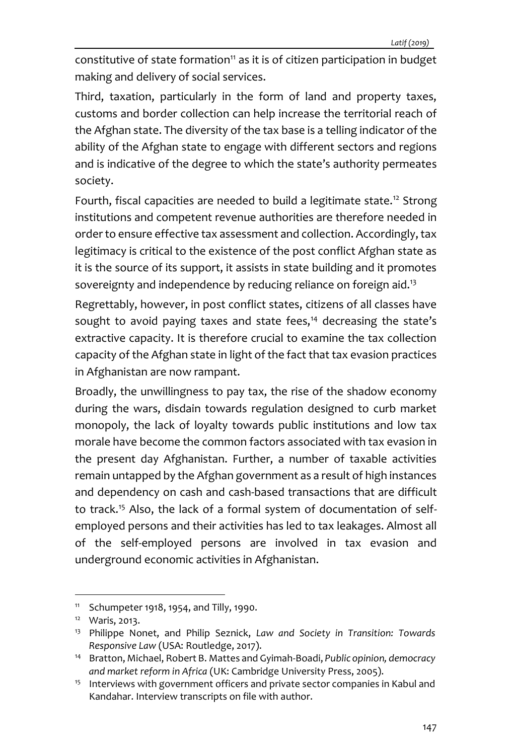constitutive of state formation[11] as it is of citizen participation in budget making and delivery of social services.

Third, taxation, particularly in the form of land and property taxes, customs and border collection can help increase the territorial reach of the Afghan state. The diversity of the tax base is a telling indicator of the ability of the Afghan state to engage with different sectors and regions and is indicative of the degree to which the state's authority permeates society.

Fourth, fiscal capacities are needed to build a legitimate state.[12] Strong institutions and competent revenue authorities are therefore needed in order to ensure effective tax assessment and collection. Accordingly, tax legitimacy is critical to the existence of the post conflict Afghan state as it is the source of its support, it assists in state building and it promotes sovereignty and independence by reducing reliance on foreign aid.[13]

Regrettably, however, in post conflict states, citizens of all classes have sought to avoid paying taxes and state fees,[14] decreasing the state's extractive capacity. It is therefore crucial to examine the tax collection capacity of the Afghan state in light of the fact that tax evasion practices in Afghanistan are now rampant.

Broadly, the unwillingness to pay tax, the rise of the shadow economy during the wars, disdain towards regulation designed to curb market monopoly, the lack of loyalty towards public institutions and low tax morale have become the common factors associated with tax evasion in the present day Afghanistan. Further, a number of taxable activities remain untapped by the Afghan government as a result of high instances and dependency on cash and cash-based transactions that are difficult to track.[15] Also, the lack of a formal system of documentation of self-employed persons and their activities has led to tax leakages. Almost all of the self-employed persons are involved in tax evasion and underground economic activities in Afghanistan.

---

[11] Schumpeter 1918, 1954, and Tilly, 1990.

[12] Waris, 2013.

[13] Philippe Nonet, and Philip Seznick, *Law and Society in Transition: Towards Responsive Law* (USA: Routledge, 2017).

[14] Bratton, Michael, Robert B. Mattes and Gyimah-Boadi, *Public opinion, democracy and market reform in Africa* (UK: Cambridge University Press, 2005).

[15] Interviews with government officers and private sector companies in Kabul and Kandahar. Interview transcripts on file with author.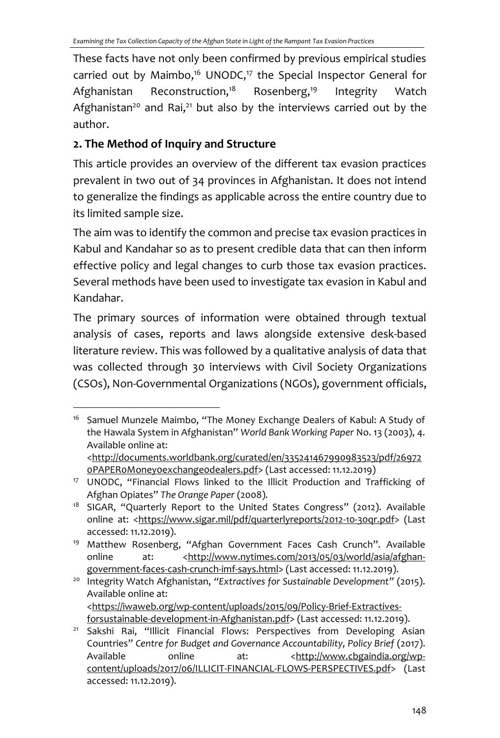These facts have not only been confirmed by previous empirical studies carried out by Maimbo,[16] UNODC,[17] the Special Inspector General for Afghanistan Reconstruction,[18] Rosenberg,[19] Integrity Watch Afghanistan[20] and Rai,[21] but also by the interviews carried out by the author.

## 2. The Method of Inquiry and Structure

This article provides an overview of the different tax evasion practices prevalent in two out of 34 provinces in Afghanistan. It does not intend to generalize the findings as applicable across the entire country due to its limited sample size.

The aim was to identify the common and precise tax evasion practices in Kabul and Kandahar so as to present credible data that can then inform effective policy and legal changes to curb those tax evasion practices. Several methods have been used to investigate tax evasion in Kabul and Kandahar.

The primary sources of information were obtained through textual analysis of cases, reports and laws alongside extensive desk-based literature review. This was followed by a qualitative analysis of data that was collected through 30 interviews with Civil Society Organizations (CSOs), Non-Governmental Organizations (NGOs), government officials,

---

[16] Samuel Munzele Maimbo, "The Money Exchange Dealers of Kabul: A Study of the Hawala System in Afghanistan" *World Bank Working Paper* No. 13 (2003), 4. Available online at: <http://documents.worldbank.org/curated/en/335241467990983523/pdf/269720PAPER0Money0exchange0dealers.pdf> (Last accessed: 11.12.2019)

[17] UNODC, "Financial Flows linked to the Illicit Production and Trafficking of Afghan Opiates" *The Orange Paper* (2008).

[18] SIGAR, "Quarterly Report to the United States Congress" (2012). Available online at: <https://www.sigar.mil/pdf/quarterlyreports/2012-10-30qr.pdf> (Last accessed: 11.12.2019).

[19] Matthew Rosenberg, "Afghan Government Faces Cash Crunch". Available online at: <http://www.nytimes.com/2013/05/03/world/asia/afghan-government-faces-cash-crunch-imf-says.html> (Last accessed: 11.12.2019).

[20] Integrity Watch Afghanistan, *"Extractives for Sustainable Development"* (2015). Available online at: <https://iwaweb.org/wp-content/uploads/2015/09/Policy-Brief-Extractives-forsustainable-development-in-Afghanistan.pdf> (Last accessed: 11.12.2019).

[21] Sakshi Rai, "Illicit Financial Flows: Perspectives from Developing Asian Countries" *Centre for Budget and Governance Accountability, Policy Brief* (2017). Available online at: <http://www.cbgaindia.org/wp-content/uploads/2017/06/ILLICIT-FINANCIAL-FLOWS-PERSPECTIVES.pdf> (Last accessed: 11.12.2019).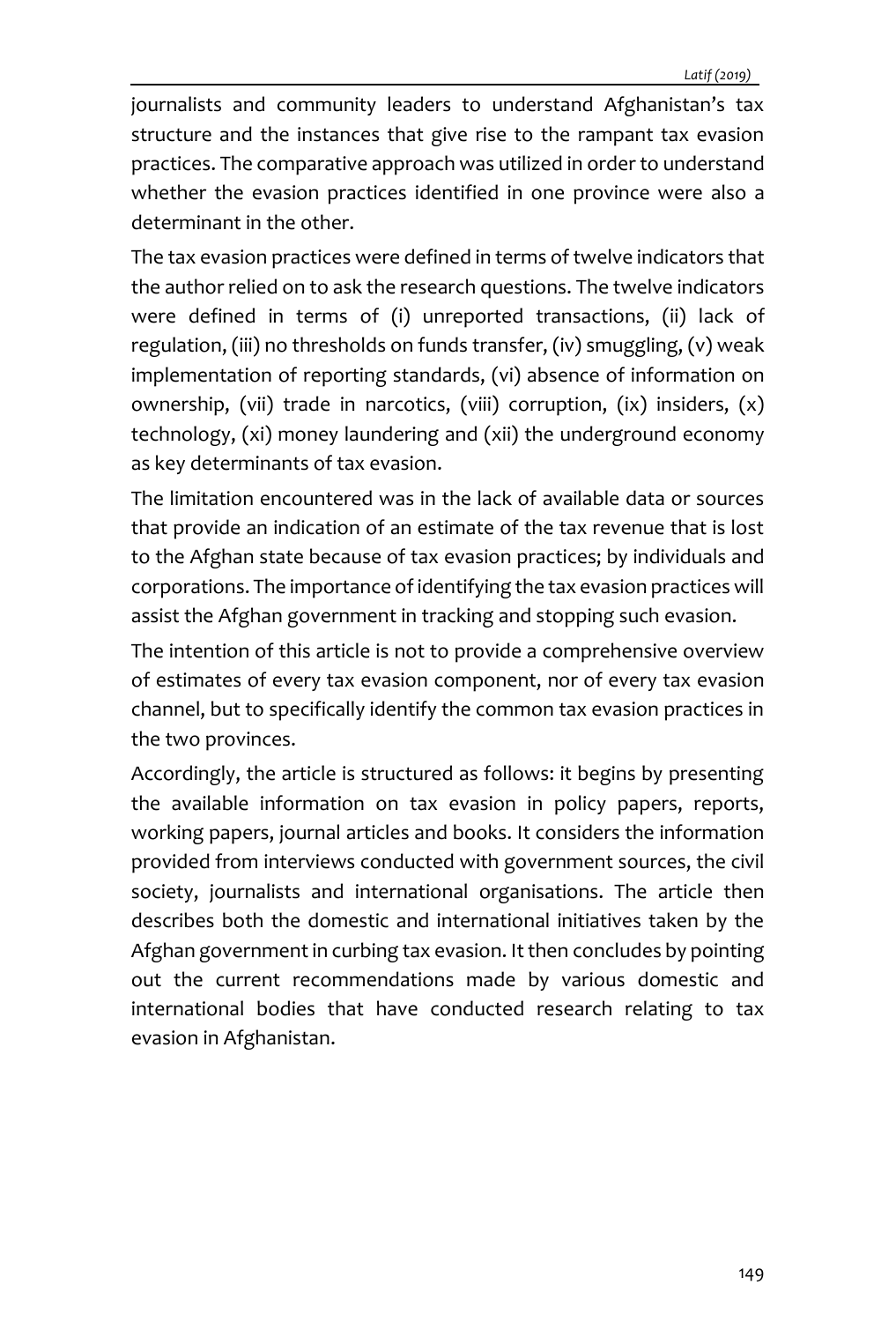journalists and community leaders to understand Afghanistan's tax structure and the instances that give rise to the rampant tax evasion practices. The comparative approach was utilized in order to understand whether the evasion practices identified in one province were also a determinant in the other.

The tax evasion practices were defined in terms of twelve indicators that the author relied on to ask the research questions. The twelve indicators were defined in terms of (i) unreported transactions, (ii) lack of regulation, (iii) no thresholds on funds transfer, (iv) smuggling, (v) weak implementation of reporting standards, (vi) absence of information on ownership, (vii) trade in narcotics, (viii) corruption, (ix) insiders, (x) technology, (xi) money laundering and (xii) the underground economy as key determinants of tax evasion.

The limitation encountered was in the lack of available data or sources that provide an indication of an estimate of the tax revenue that is lost to the Afghan state because of tax evasion practices; by individuals and corporations. The importance of identifying the tax evasion practices will assist the Afghan government in tracking and stopping such evasion.

The intention of this article is not to provide a comprehensive overview of estimates of every tax evasion component, nor of every tax evasion channel, but to specifically identify the common tax evasion practices in the two provinces.

Accordingly, the article is structured as follows: it begins by presenting the available information on tax evasion in policy papers, reports, working papers, journal articles and books. It considers the information provided from interviews conducted with government sources, the civil society, journalists and international organisations. The article then describes both the domestic and international initiatives taken by the Afghan government in curbing tax evasion. It then concludes by pointing out the current recommendations made by various domestic and international bodies that have conducted research relating to tax evasion in Afghanistan.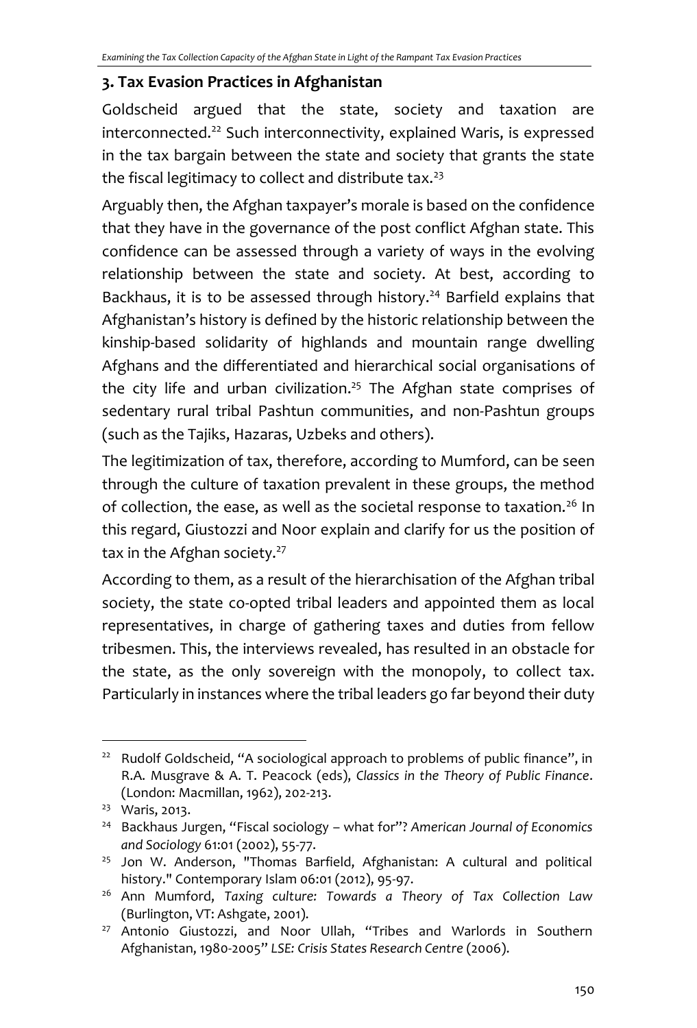## 3. Tax Evasion Practices in Afghanistan

Goldscheid argued that the state, society and taxation are interconnected.[22] Such interconnectivity, explained Waris, is expressed in the tax bargain between the state and society that grants the state the fiscal legitimacy to collect and distribute tax.[23]

Arguably then, the Afghan taxpayer's morale is based on the confidence that they have in the governance of the post conflict Afghan state. This confidence can be assessed through a variety of ways in the evolving relationship between the state and society. At best, according to Backhaus, it is to be assessed through history.[24] Barfield explains that Afghanistan's history is defined by the historic relationship between the kinship-based solidarity of highlands and mountain range dwelling Afghans and the differentiated and hierarchical social organisations of the city life and urban civilization.[25] The Afghan state comprises of sedentary rural tribal Pashtun communities, and non-Pashtun groups (such as the Tajiks, Hazaras, Uzbeks and others).

The legitimization of tax, therefore, according to Mumford, can be seen through the culture of taxation prevalent in these groups, the method of collection, the ease, as well as the societal response to taxation.[26] In this regard, Giustozzi and Noor explain and clarify for us the position of tax in the Afghan society.[27]

According to them, as a result of the hierarchisation of the Afghan tribal society, the state co-opted tribal leaders and appointed them as local representatives, in charge of gathering taxes and duties from fellow tribesmen. This, the interviews revealed, has resulted in an obstacle for the state, as the only sovereign with the monopoly, to collect tax. Particularly in instances where the tribal leaders go far beyond their duty

---

[22] Rudolf Goldscheid, "A sociological approach to problems of public finance", in R.A. Musgrave & A. T. Peacock (eds), *Classics in the Theory of Public Finance*. (London: Macmillan, 1962), 202-213.

[23] Waris, 2013.

[24] Backhaus Jurgen, "Fiscal sociology – what for"? *American Journal of Economics and Sociology* 61:01 (2002), 55-77.

[25] Jon W. Anderson, "Thomas Barfield, Afghanistan: A cultural and political history." Contemporary Islam 06:01 (2012), 95-97.

[26] Ann Mumford, *Taxing culture: Towards a Theory of Tax Collection Law* (Burlington, VT: Ashgate, 2001).

[27] Antonio Giustozzi, and Noor Ullah, "Tribes and Warlords in Southern Afghanistan, 1980-2005" *LSE: Crisis States Research Centre* (2006).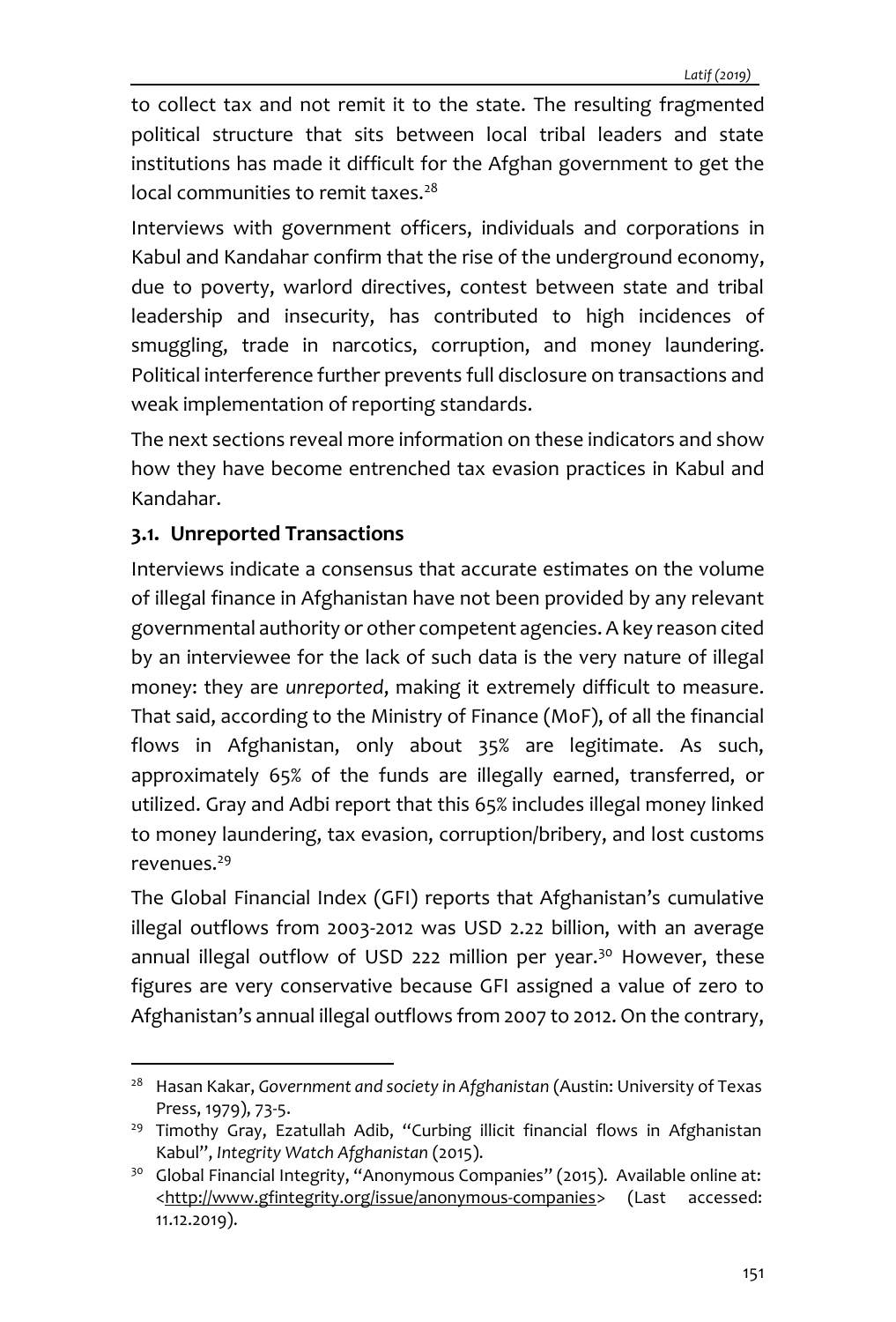to collect tax and not remit it to the state. The resulting fragmented political structure that sits between local tribal leaders and state institutions has made it difficult for the Afghan government to get the local communities to remit taxes.[28]

Interviews with government officers, individuals and corporations in Kabul and Kandahar confirm that the rise of the underground economy, due to poverty, warlord directives, contest between state and tribal leadership and insecurity, has contributed to high incidences of smuggling, trade in narcotics, corruption, and money laundering. Political interference further prevents full disclosure on transactions and weak implementation of reporting standards.

The next sections reveal more information on these indicators and show how they have become entrenched tax evasion practices in Kabul and Kandahar.

### 3.1. Unreported Transactions

Interviews indicate a consensus that accurate estimates on the volume of illegal finance in Afghanistan have not been provided by any relevant governmental authority or other competent agencies. A key reason cited by an interviewee for the lack of such data is the very nature of illegal money: they are *unreported*, making it extremely difficult to measure. That said, according to the Ministry of Finance (MoF), of all the financial flows in Afghanistan, only about 35% are legitimate. As such, approximately 65% of the funds are illegally earned, transferred, or utilized. Gray and Adbi report that this 65% includes illegal money linked to money laundering, tax evasion, corruption/bribery, and lost customs revenues.[29]

The Global Financial Index (GFI) reports that Afghanistan's cumulative illegal outflows from 2003-2012 was USD 2.22 billion, with an average annual illegal outflow of USD 222 million per year.[30] However, these figures are very conservative because GFI assigned a value of zero to Afghanistan's annual illegal outflows from 2007 to 2012. On the contrary,

---

[28] Hasan Kakar, *Government and society in Afghanistan* (Austin: University of Texas Press, 1979), 73-5.

[29] Timothy Gray, Ezatullah Adib, "Curbing illicit financial flows in Afghanistan Kabul", *Integrity Watch Afghanistan* (2015).

[30] Global Financial Integrity, "Anonymous Companies" (2015). Available online at: <http://www.gfintegrity.org/issue/anonymous-companies> (Last accessed: 11.12.2019).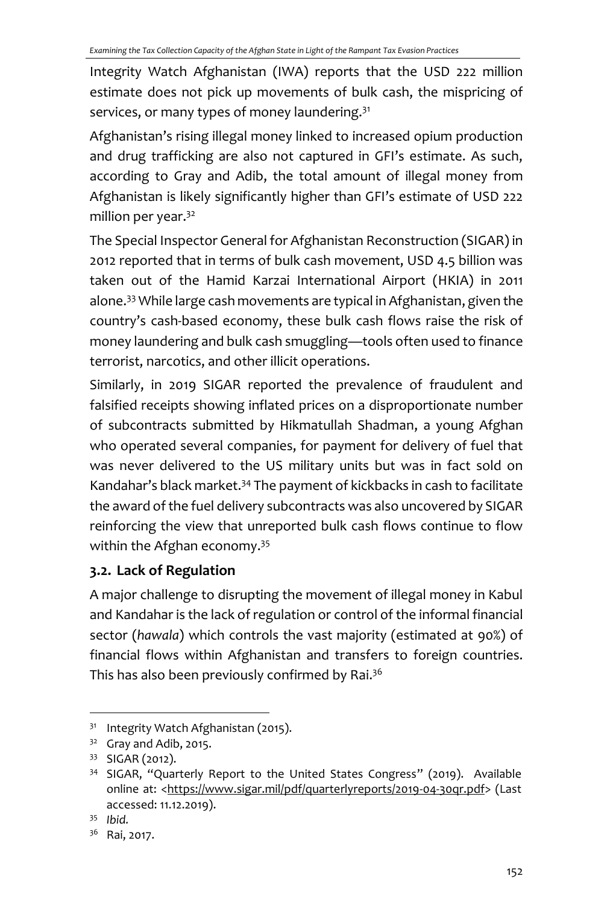Integrity Watch Afghanistan (IWA) reports that the USD 222 million estimate does not pick up movements of bulk cash, the mispricing of services, or many types of money laundering.[31]

Afghanistan's rising illegal money linked to increased opium production and drug trafficking are also not captured in GFI's estimate. As such, according to Gray and Adib, the total amount of illegal money from Afghanistan is likely significantly higher than GFI's estimate of USD 222 million per year.[32]

The Special Inspector General for Afghanistan Reconstruction (SIGAR) in 2012 reported that in terms of bulk cash movement, USD 4.5 billion was taken out of the Hamid Karzai International Airport (HKIA) in 2011 alone.[33] While large cash movements are typical in Afghanistan, given the country's cash-based economy, these bulk cash flows raise the risk of money laundering and bulk cash smuggling—tools often used to finance terrorist, narcotics, and other illicit operations.

Similarly, in 2019 SIGAR reported the prevalence of fraudulent and falsified receipts showing inflated prices on a disproportionate number of subcontracts submitted by Hikmatullah Shadman, a young Afghan who operated several companies, for payment for delivery of fuel that was never delivered to the US military units but was in fact sold on Kandahar's black market.[34] The payment of kickbacks in cash to facilitate the award of the fuel delivery subcontracts was also uncovered by SIGAR reinforcing the view that unreported bulk cash flows continue to flow within the Afghan economy.[35]

### 3.2. Lack of Regulation

A major challenge to disrupting the movement of illegal money in Kabul and Kandahar is the lack of regulation or control of the informal financial sector (*hawala*) which controls the vast majority (estimated at 90%) of financial flows within Afghanistan and transfers to foreign countries. This has also been previously confirmed by Rai.[36]

---

[31] Integrity Watch Afghanistan (2015).

[32] Gray and Adib, 2015.

[33] SIGAR (2012).

[34] SIGAR, "Quarterly Report to the United States Congress" (2019). Available online at: <https://www.sigar.mil/pdf/quarterlyreports/2019-04-30qr.pdf> (Last accessed: 11.12.2019).

[35] *Ibid.*

[36] Rai, 2017.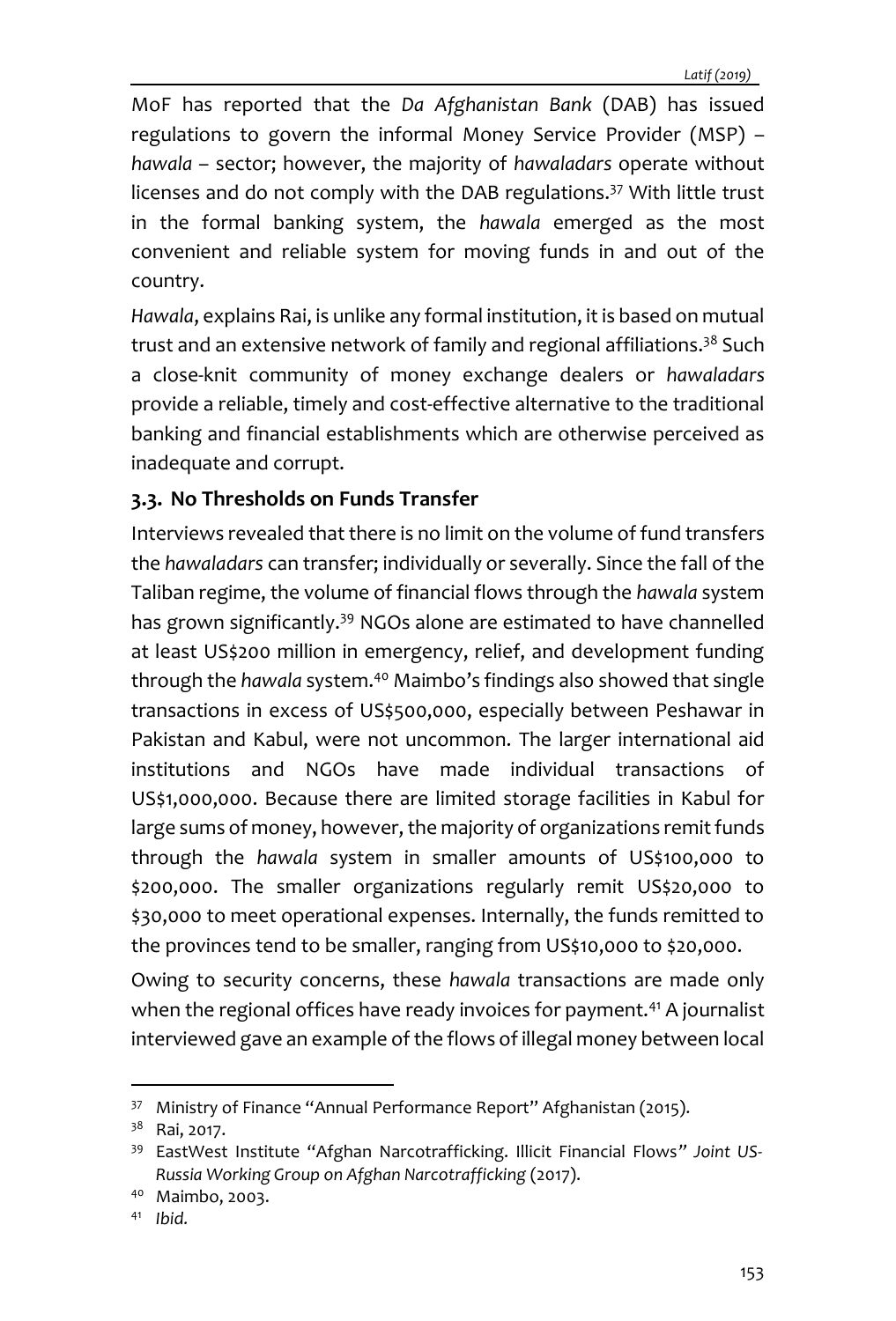MoF has reported that the *Da Afghanistan Bank* (DAB) has issued regulations to govern the informal Money Service Provider (MSP) – *hawala* – sector; however, the majority of *hawaladars* operate without licenses and do not comply with the DAB regulations.[37] With little trust in the formal banking system, the *hawala* emerged as the most convenient and reliable system for moving funds in and out of the country.

*Hawala*, explains Rai, is unlike any formal institution, it is based on mutual trust and an extensive network of family and regional affiliations.[38] Such a close-knit community of money exchange dealers or *hawaladars* provide a reliable, timely and cost-effective alternative to the traditional banking and financial establishments which are otherwise perceived as inadequate and corrupt.

### 3.3. No Thresholds on Funds Transfer

Interviews revealed that there is no limit on the volume of fund transfers the *hawaladars* can transfer; individually or severally. Since the fall of the Taliban regime, the volume of financial flows through the *hawala* system has grown significantly.[39] NGOs alone are estimated to have channelled at least US$200 million in emergency, relief, and development funding through the *hawala* system.[40] Maimbo's findings also showed that single transactions in excess of US$500,000, especially between Peshawar in Pakistan and Kabul, were not uncommon. The larger international aid institutions and NGOs have made individual transactions of US$1,000,000. Because there are limited storage facilities in Kabul for large sums of money, however, the majority of organizations remit funds through the *hawala* system in smaller amounts of US$100,000 to $200,000. The smaller organizations regularly remit US$20,000 to $30,000 to meet operational expenses. Internally, the funds remitted to the provinces tend to be smaller, ranging from US$10,000 to $20,000.

Owing to security concerns, these *hawala* transactions are made only when the regional offices have ready invoices for payment.[41] A journalist interviewed gave an example of the flows of illegal money between local

---

[37] Ministry of Finance "Annual Performance Report" Afghanistan (2015).

[38] Rai, 2017.

[39] EastWest Institute "Afghan Narcotrafficking. Illicit Financial Flows" *Joint US-Russia Working Group on Afghan Narcotrafficking* (2017).

[40] Maimbo, 2003.

[41] *Ibid.*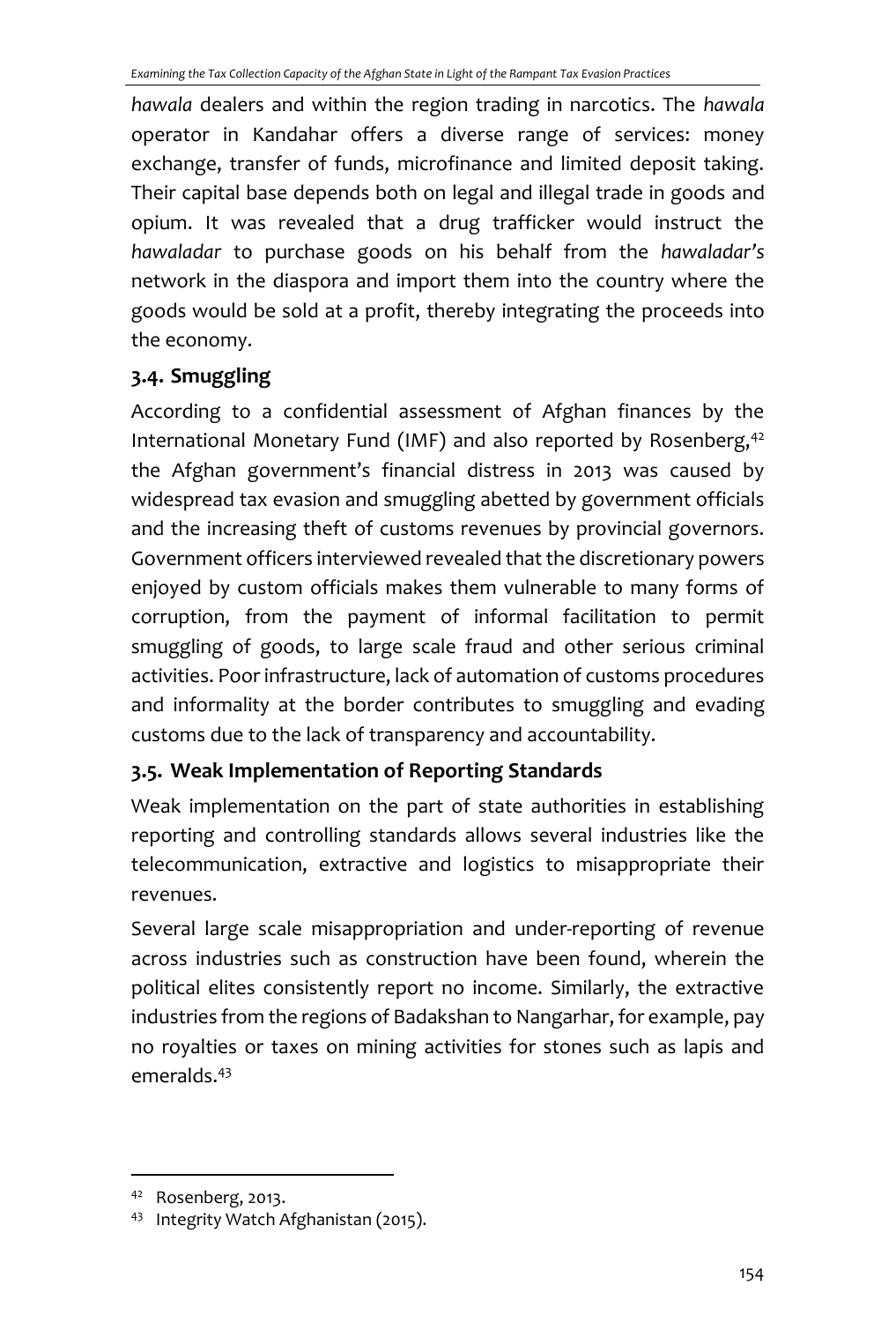*hawala* dealers and within the region trading in narcotics. The *hawala* operator in Kandahar offers a diverse range of services: money exchange, transfer of funds, microfinance and limited deposit taking. Their capital base depends both on legal and illegal trade in goods and opium. It was revealed that a drug trafficker would instruct the *hawaladar* to purchase goods on his behalf from the *hawaladar's* network in the diaspora and import them into the country where the goods would be sold at a profit, thereby integrating the proceeds into the economy.

## 3.4. Smuggling

According to a confidential assessment of Afghan finances by the International Monetary Fund (IMF) and also reported by Rosenberg,[42] the Afghan government's financial distress in 2013 was caused by widespread tax evasion and smuggling abetted by government officials and the increasing theft of customs revenues by provincial governors. Government officers interviewed revealed that the discretionary powers enjoyed by custom officials makes them vulnerable to many forms of corruption, from the payment of informal facilitation to permit smuggling of goods, to large scale fraud and other serious criminal activities. Poor infrastructure, lack of automation of customs procedures and informality at the border contributes to smuggling and evading customs due to the lack of transparency and accountability.

## 3.5. Weak Implementation of Reporting Standards

Weak implementation on the part of state authorities in establishing reporting and controlling standards allows several industries like the telecommunication, extractive and logistics to misappropriate their revenues.

Several large scale misappropriation and under-reporting of revenue across industries such as construction have been found, wherein the political elites consistently report no income. Similarly, the extractive industries from the regions of Badakshan to Nangarhar, for example, pay no royalties or taxes on mining activities for stones such as lapis and emeralds.[43]

---

[42] Rosenberg, 2013.

[43] Integrity Watch Afghanistan (2015).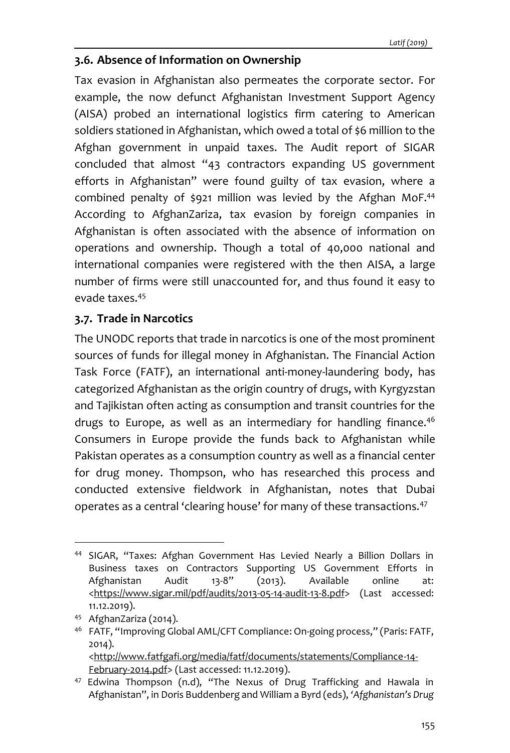### 3.6. Absence of Information on Ownership

Tax evasion in Afghanistan also permeates the corporate sector. For example, the now defunct Afghanistan Investment Support Agency (AISA) probed an international logistics firm catering to American soldiers stationed in Afghanistan, which owed a total of $6 million to the Afghan government in unpaid taxes. The Audit report of SIGAR concluded that almost "43 contractors expanding US government efforts in Afghanistan" were found guilty of tax evasion, where a combined penalty of $921 million was levied by the Afghan MoF.[44] According to AfghanZariza, tax evasion by foreign companies in Afghanistan is often associated with the absence of information on operations and ownership. Though a total of 40,000 national and international companies were registered with the then AISA, a large number of firms were still unaccounted for, and thus found it easy to evade taxes.[45]

### 3.7. Trade in Narcotics

The UNODC reports that trade in narcotics is one of the most prominent sources of funds for illegal money in Afghanistan. The Financial Action Task Force (FATF), an international anti-money-laundering body, has categorized Afghanistan as the origin country of drugs, with Kyrgyzstan and Tajikistan often acting as consumption and transit countries for the drugs to Europe, as well as an intermediary for handling finance.[46] Consumers in Europe provide the funds back to Afghanistan while Pakistan operates as a consumption country as well as a financial center for drug money. Thompson, who has researched this process and conducted extensive fieldwork in Afghanistan, notes that Dubai operates as a central 'clearing house' for many of these transactions.[47]

---

[44] SIGAR, "Taxes: Afghan Government Has Levied Nearly a Billion Dollars in Business taxes on Contractors Supporting US Government Efforts in Afghanistan Audit 13-8" (2013). Available online at: <https://www.sigar.mil/pdf/audits/2013-05-14-audit-13-8.pdf> (Last accessed: 11.12.2019).

[45] AfghanZariza (2014).

[46] FATF, "Improving Global AML/CFT Compliance: On-going process," (Paris: FATF, 2014). <http://www.fatfgafi.org/media/fatf/documents/statements/Compliance-14-February-2014.pdf> (Last accessed: 11.12.2019).

[47] Edwina Thompson (n.d), "The Nexus of Drug Trafficking and Hawala in Afghanistan", in Doris Buddenberg and William a Byrd (eds), *'Afghanistan's Drug*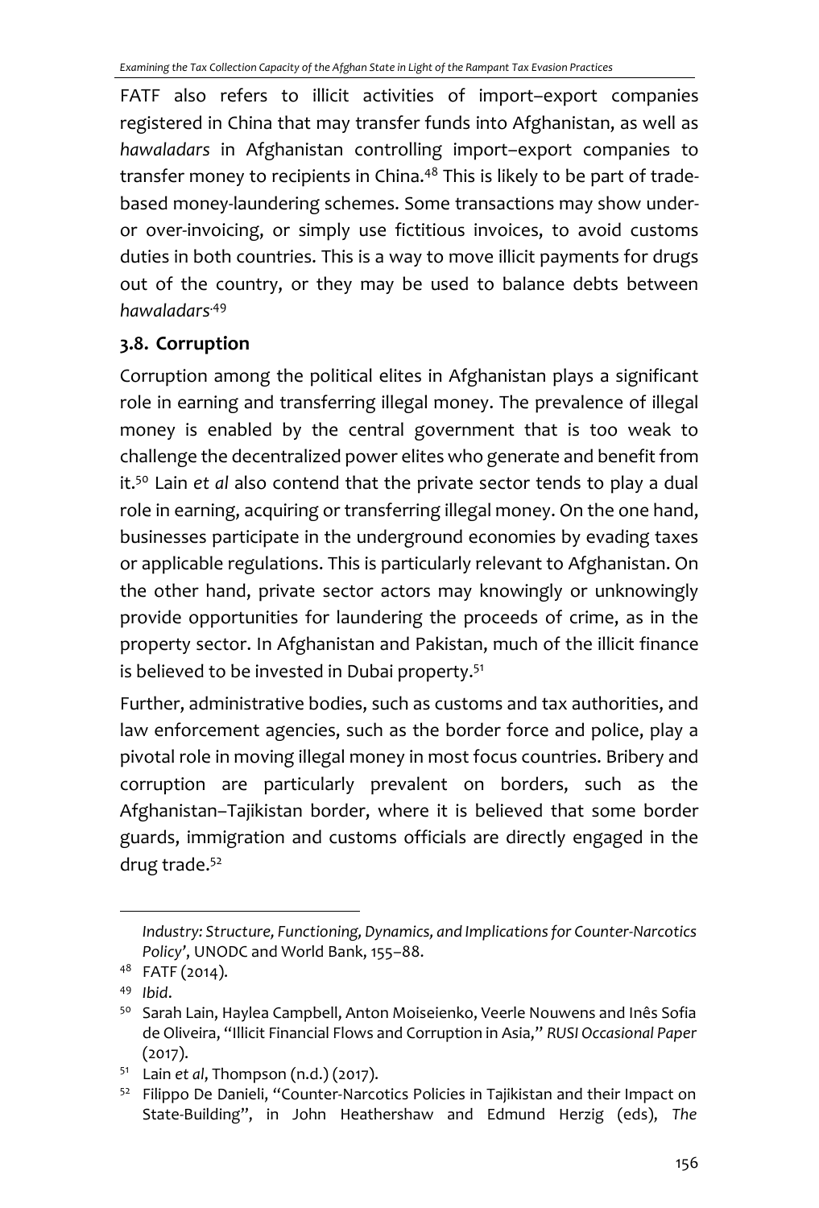FATF also refers to illicit activities of import–export companies registered in China that may transfer funds into Afghanistan, as well as *hawaladars* in Afghanistan controlling import–export companies to transfer money to recipients in China.[48] This is likely to be part of trade-based money-laundering schemes. Some transactions may show under- or over-invoicing, or simply use fictitious invoices, to avoid customs duties in both countries. This is a way to move illicit payments for drugs out of the country, or they may be used to balance debts between *hawaladars*.[49]

### 3.8. Corruption

Corruption among the political elites in Afghanistan plays a significant role in earning and transferring illegal money. The prevalence of illegal money is enabled by the central government that is too weak to challenge the decentralized power elites who generate and benefit from it.[50] Lain *et al* also contend that the private sector tends to play a dual role in earning, acquiring or transferring illegal money. On the one hand, businesses participate in the underground economies by evading taxes or applicable regulations. This is particularly relevant to Afghanistan. On the other hand, private sector actors may knowingly or unknowingly provide opportunities for laundering the proceeds of crime, as in the property sector. In Afghanistan and Pakistan, much of the illicit finance is believed to be invested in Dubai property.[51]

Further, administrative bodies, such as customs and tax authorities, and law enforcement agencies, such as the border force and police, play a pivotal role in moving illegal money in most focus countries. Bribery and corruption are particularly prevalent on borders, such as the Afghanistan–Tajikistan border, where it is believed that some border guards, immigration and customs officials are directly engaged in the drug trade.[52]

---

*Industry: Structure, Functioning, Dynamics, and Implications for Counter-Narcotics Policy'*, UNODC and World Bank, 155–88.

[48] FATF (2014).

[49] *Ibid*.

[50] Sarah Lain, Haylea Campbell, Anton Moiseienko, Veerle Nouwens and Inês Sofia de Oliveira, "Illicit Financial Flows and Corruption in Asia," *RUSI Occasional Paper* (2017).

[51] Lain *et al*, Thompson (n.d.) (2017).

[52] Filippo De Danieli, "Counter-Narcotics Policies in Tajikistan and their Impact on State-Building", in John Heathershaw and Edmund Herzig (eds), *The*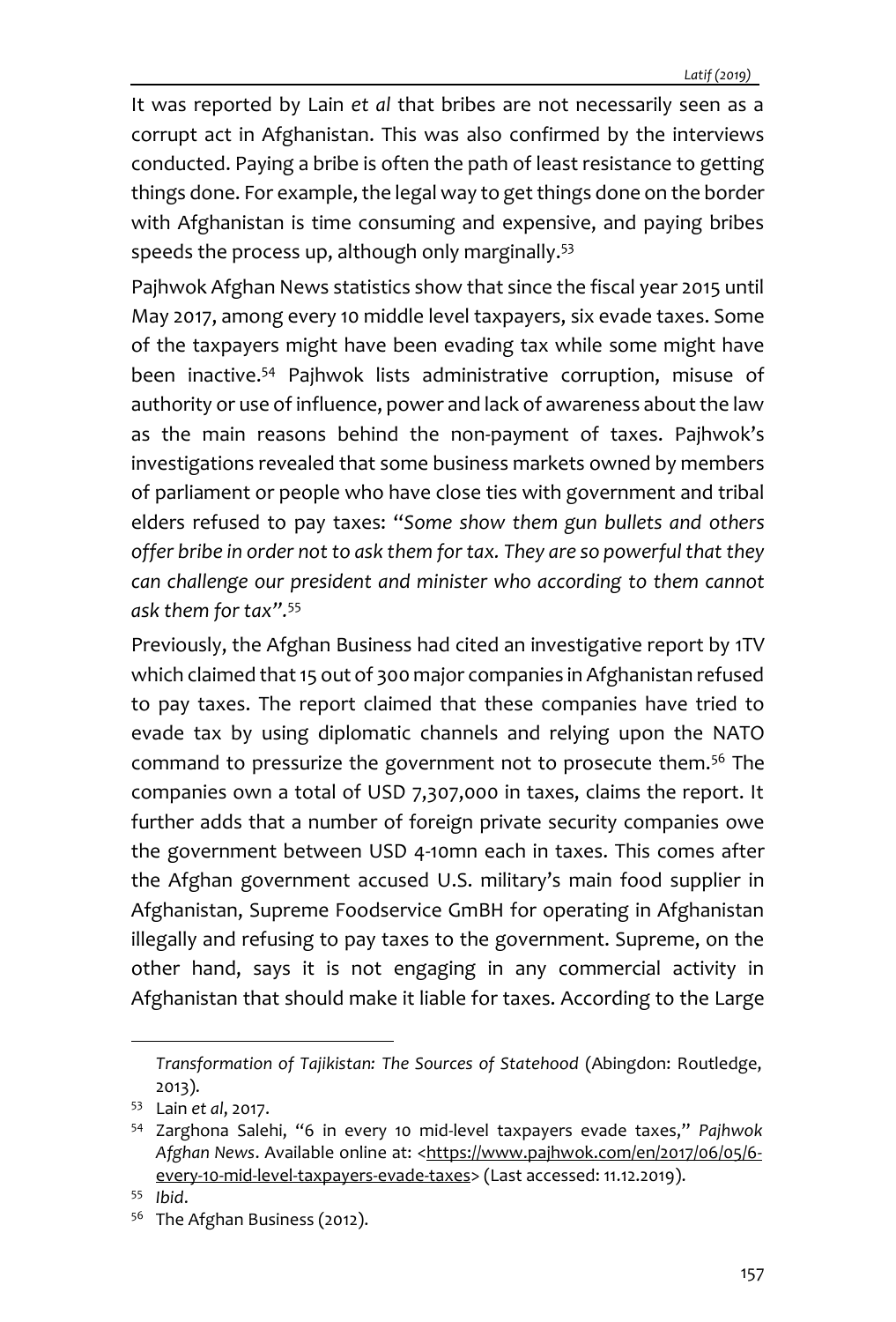It was reported by Lain *et al* that bribes are not necessarily seen as a corrupt act in Afghanistan. This was also confirmed by the interviews conducted. Paying a bribe is often the path of least resistance to getting things done. For example, the legal way to get things done on the border with Afghanistan is time consuming and expensive, and paying bribes speeds the process up, although only marginally.[53]

Pajhwok Afghan News statistics show that since the fiscal year 2015 until May 2017, among every 10 middle level taxpayers, six evade taxes. Some of the taxpayers might have been evading tax while some might have been inactive.[54] Pajhwok lists administrative corruption, misuse of authority or use of influence, power and lack of awareness about the law as the main reasons behind the non-payment of taxes. Pajhwok's investigations revealed that some business markets owned by members of parliament or people who have close ties with government and tribal elders refused to pay taxes: "*Some show them gun bullets and others offer bribe in order not to ask them for tax. They are so powerful that they can challenge our president and minister who according to them cannot ask them for tax*".[55]

Previously, the Afghan Business had cited an investigative report by 1TV which claimed that 15 out of 300 major companies in Afghanistan refused to pay taxes. The report claimed that these companies have tried to evade tax by using diplomatic channels and relying upon the NATO command to pressurize the government not to prosecute them.[56] The companies own a total of USD 7,307,000 in taxes, claims the report. It further adds that a number of foreign private security companies owe the government between USD 4-10mn each in taxes. This comes after the Afghan government accused U.S. military's main food supplier in Afghanistan, Supreme Foodservice GmBH for operating in Afghanistan illegally and refusing to pay taxes to the government. Supreme, on the other hand, says it is not engaging in any commercial activity in Afghanistan that should make it liable for taxes. According to the Large

---

*Transformation of Tajikistan: The Sources of Statehood* (Abingdon: Routledge, 2013).

[53] Lain *et al*, 2017.

[54] Zarghona Salehi, "6 in every 10 mid-level taxpayers evade taxes," *Pajhwok Afghan News*. Available online at: <https://www.pajhwok.com/en/2017/06/05/6-every-10-mid-level-taxpayers-evade-taxes> (Last accessed: 11.12.2019).

[55] *Ibid*.

[56] The Afghan Business (2012).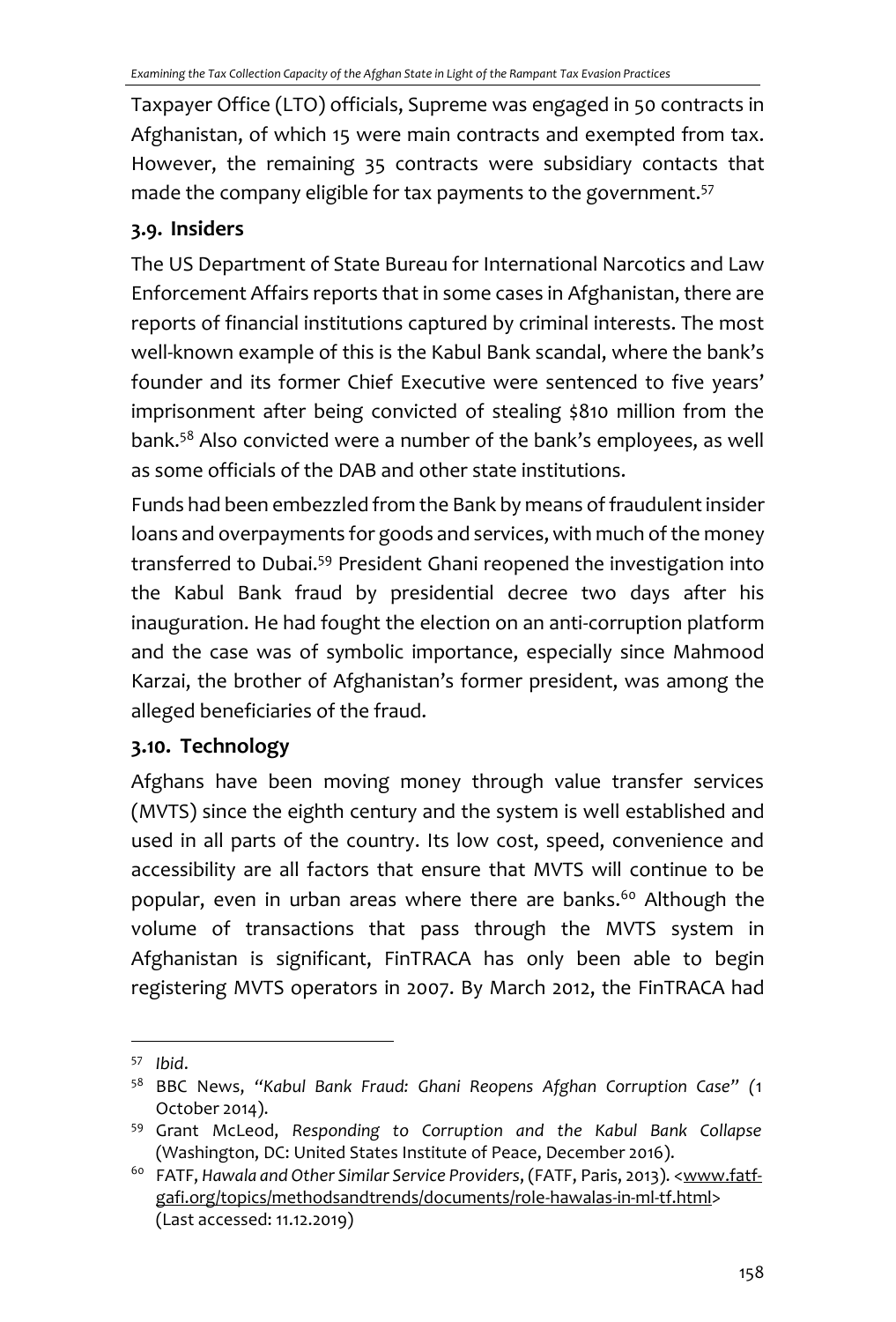Taxpayer Office (LTO) officials, Supreme was engaged in 50 contracts in Afghanistan, of which 15 were main contracts and exempted from tax. However, the remaining 35 contracts were subsidiary contacts that made the company eligible for tax payments to the government.[57]

### 3.9. Insiders

The US Department of State Bureau for International Narcotics and Law Enforcement Affairs reports that in some cases in Afghanistan, there are reports of financial institutions captured by criminal interests. The most well-known example of this is the Kabul Bank scandal, where the bank's founder and its former Chief Executive were sentenced to five years' imprisonment after being convicted of stealing $810 million from the bank.[58] Also convicted were a number of the bank's employees, as well as some officials of the DAB and other state institutions.

Funds had been embezzled from the Bank by means of fraudulent insider loans and overpayments for goods and services, with much of the money transferred to Dubai.[59] President Ghani reopened the investigation into the Kabul Bank fraud by presidential decree two days after his inauguration. He had fought the election on an anti-corruption platform and the case was of symbolic importance, especially since Mahmood Karzai, the brother of Afghanistan's former president, was among the alleged beneficiaries of the fraud.

### 3.10. Technology

Afghans have been moving money through value transfer services (MVTS) since the eighth century and the system is well established and used in all parts of the country. Its low cost, speed, convenience and accessibility are all factors that ensure that MVTS will continue to be popular, even in urban areas where there are banks.[60] Although the volume of transactions that pass through the MVTS system in Afghanistan is significant, FinTRACA has only been able to begin registering MVTS operators in 2007. By March 2012, the FinTRACA had

---

[57] *Ibid*.

[58] BBC News, *"Kabul Bank Fraud: Ghani Reopens Afghan Corruption Case"* (1 October 2014).

[59] Grant McLeod, *Responding to Corruption and the Kabul Bank Collapse* (Washington, DC: United States Institute of Peace, December 2016).

[60] FATF, *Hawala and Other Similar Service Providers*, (FATF, Paris, 2013). <www.fatf-gafi.org/topics/methodsandtrends/documents/role-hawalas-in-ml-tf.html> (Last accessed: 11.12.2019)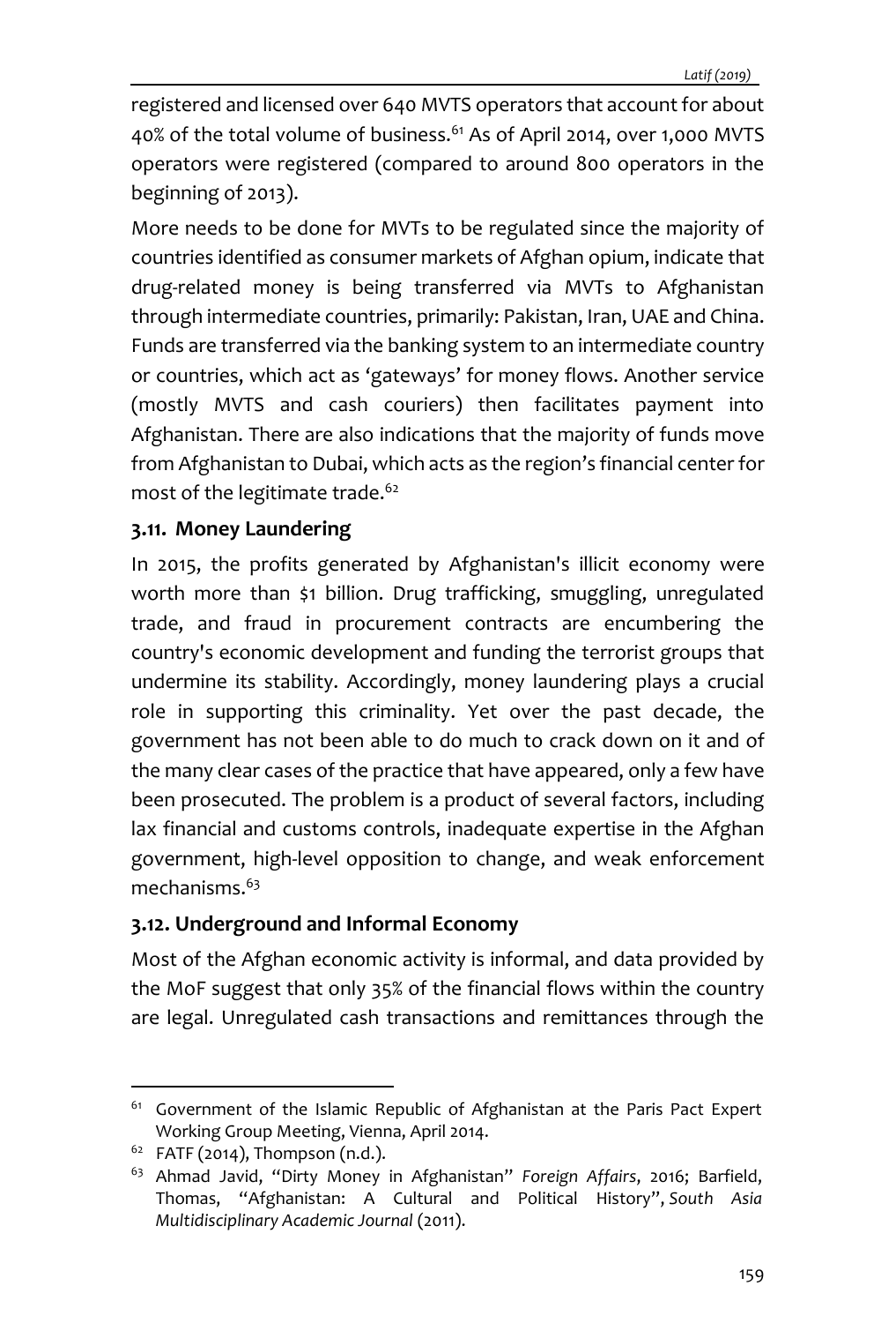registered and licensed over 640 MVTS operators that account for about 40% of the total volume of business.[61] As of April 2014, over 1,000 MVTS operators were registered (compared to around 800 operators in the beginning of 2013).

More needs to be done for MVTs to be regulated since the majority of countries identified as consumer markets of Afghan opium, indicate that drug-related money is being transferred via MVTs to Afghanistan through intermediate countries, primarily: Pakistan, Iran, UAE and China. Funds are transferred via the banking system to an intermediate country or countries, which act as 'gateways' for money flows. Another service (mostly MVTS and cash couriers) then facilitates payment into Afghanistan. There are also indications that the majority of funds move from Afghanistan to Dubai, which acts as the region's financial center for most of the legitimate trade.[62]

### 3.11. Money Laundering

In 2015, the profits generated by Afghanistan's illicit economy were worth more than $1 billion. Drug trafficking, smuggling, unregulated trade, and fraud in procurement contracts are encumbering the country's economic development and funding the terrorist groups that undermine its stability. Accordingly, money laundering plays a crucial role in supporting this criminality. Yet over the past decade, the government has not been able to do much to crack down on it and of the many clear cases of the practice that have appeared, only a few have been prosecuted. The problem is a product of several factors, including lax financial and customs controls, inadequate expertise in the Afghan government, high-level opposition to change, and weak enforcement mechanisms.[63]

### 3.12. Underground and Informal Economy

Most of the Afghan economic activity is informal, and data provided by the MoF suggest that only 35% of the financial flows within the country are legal. Unregulated cash transactions and remittances through the

---

[61] Government of the Islamic Republic of Afghanistan at the Paris Pact Expert Working Group Meeting, Vienna, April 2014.

[62] FATF (2014), Thompson (n.d.).

[63] Ahmad Javid, "Dirty Money in Afghanistan" *Foreign Affairs*, 2016; Barfield, Thomas, "Afghanistan: A Cultural and Political History", *South Asia Multidisciplinary Academic Journal* (2011).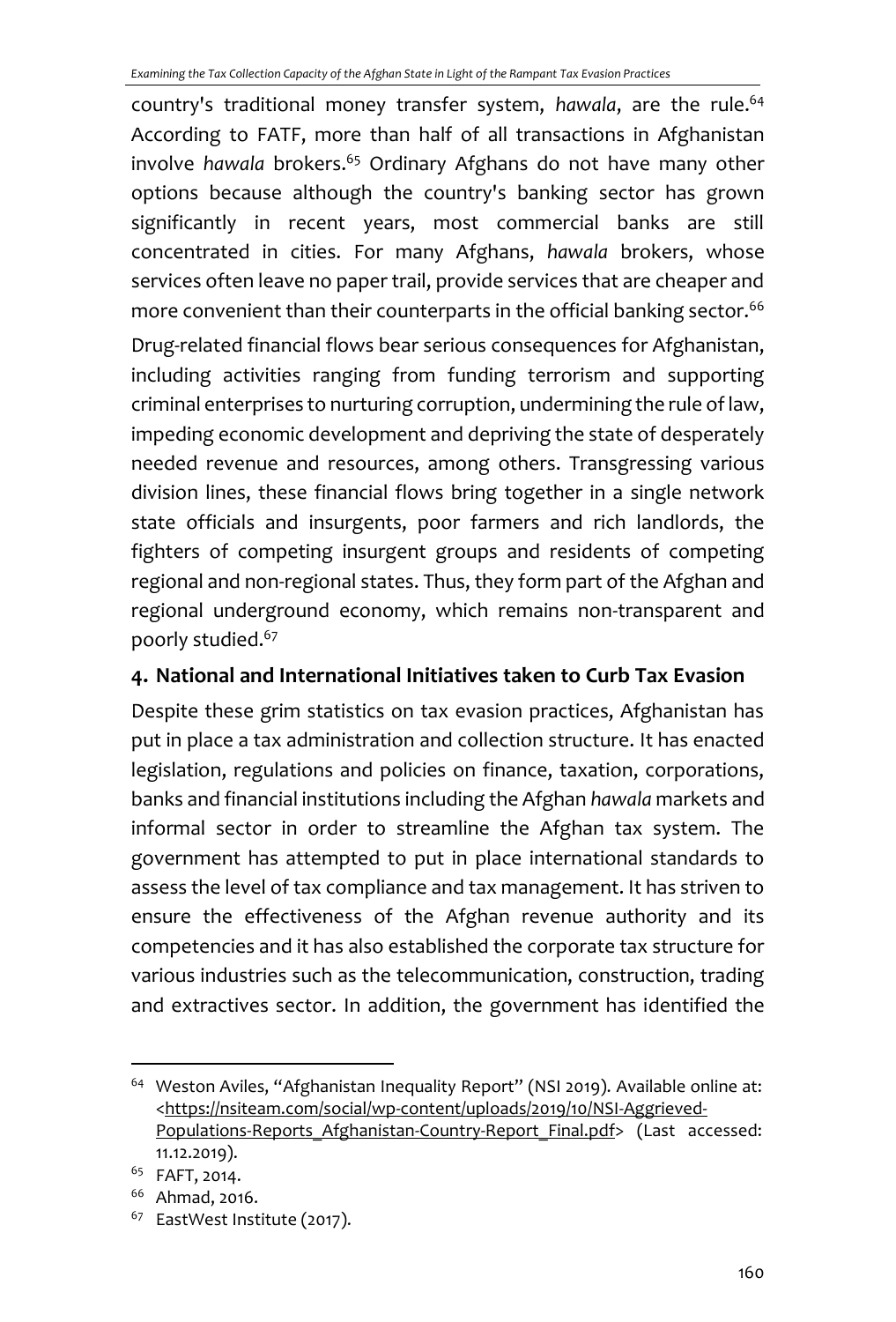country's traditional money transfer system, *hawala*, are the rule.[64] According to FATF, more than half of all transactions in Afghanistan involve *hawala* brokers.[65] Ordinary Afghans do not have many other options because although the country's banking sector has grown significantly in recent years, most commercial banks are still concentrated in cities. For many Afghans, *hawala* brokers, whose services often leave no paper trail, provide services that are cheaper and more convenient than their counterparts in the official banking sector.[66]

Drug-related financial flows bear serious consequences for Afghanistan, including activities ranging from funding terrorism and supporting criminal enterprises to nurturing corruption, undermining the rule of law, impeding economic development and depriving the state of desperately needed revenue and resources, among others. Transgressing various division lines, these financial flows bring together in a single network state officials and insurgents, poor farmers and rich landlords, the fighters of competing insurgent groups and residents of competing regional and non-regional states. Thus, they form part of the Afghan and regional underground economy, which remains non-transparent and poorly studied.[67]

## 4. National and International Initiatives taken to Curb Tax Evasion

Despite these grim statistics on tax evasion practices, Afghanistan has put in place a tax administration and collection structure. It has enacted legislation, regulations and policies on finance, taxation, corporations, banks and financial institutions including the Afghan *hawala* markets and informal sector in order to streamline the Afghan tax system. The government has attempted to put in place international standards to assess the level of tax compliance and tax management. It has striven to ensure the effectiveness of the Afghan revenue authority and its competencies and it has also established the corporate tax structure for various industries such as the telecommunication, construction, trading and extractives sector. In addition, the government has identified the

---

[64] Weston Aviles, "Afghanistan Inequality Report" (NSI 2019). Available online at: <https://nsiteam.com/social/wp-content/uploads/2019/10/NSI-Aggrieved-Populations-Reports_Afghanistan-Country-Report_Final.pdf> (Last accessed: 11.12.2019).

[65] FAFT, 2014.

[66] Ahmad, 2016.

[67] EastWest Institute (2017).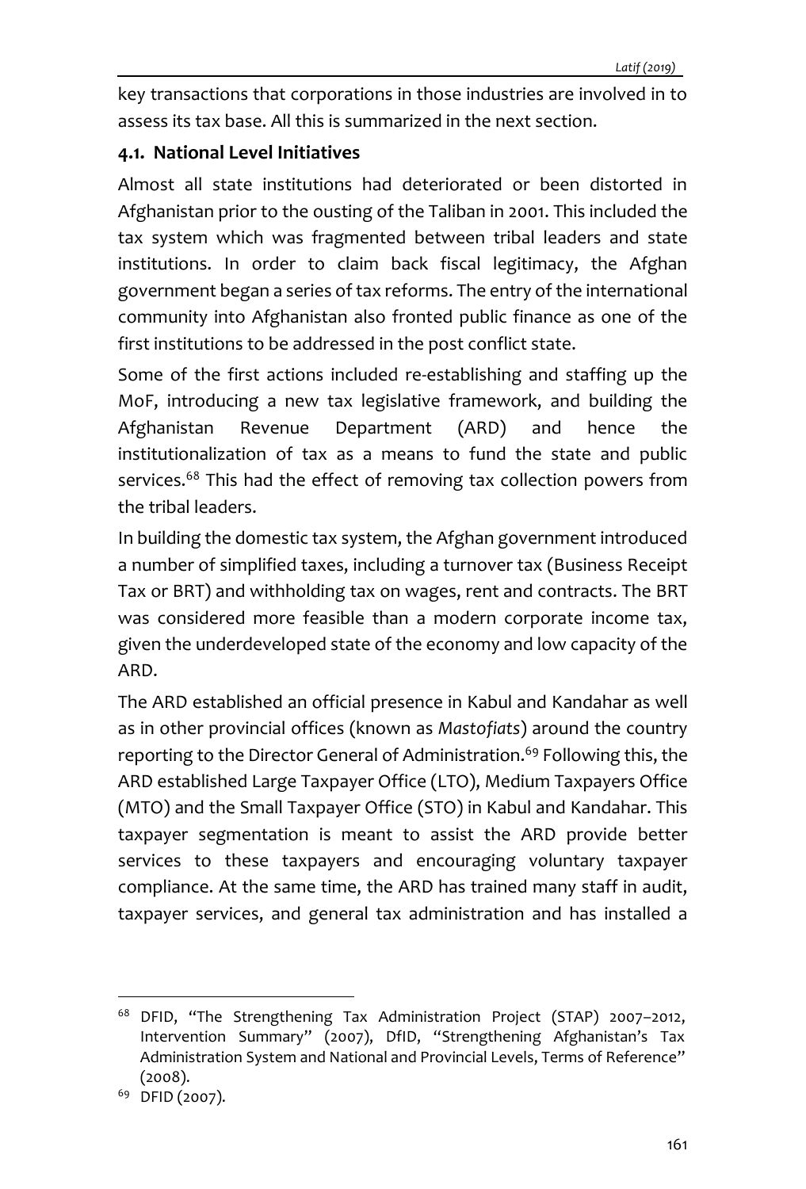key transactions that corporations in those industries are involved in to assess its tax base. All this is summarized in the next section.

### 4.1. National Level Initiatives

Almost all state institutions had deteriorated or been distorted in Afghanistan prior to the ousting of the Taliban in 2001. This included the tax system which was fragmented between tribal leaders and state institutions. In order to claim back fiscal legitimacy, the Afghan government began a series of tax reforms. The entry of the international community into Afghanistan also fronted public finance as one of the first institutions to be addressed in the post conflict state.

Some of the first actions included re-establishing and staffing up the MoF, introducing a new tax legislative framework, and building the Afghanistan Revenue Department (ARD) and hence the institutionalization of tax as a means to fund the state and public services.[68] This had the effect of removing tax collection powers from the tribal leaders.

In building the domestic tax system, the Afghan government introduced a number of simplified taxes, including a turnover tax (Business Receipt Tax or BRT) and withholding tax on wages, rent and contracts. The BRT was considered more feasible than a modern corporate income tax, given the underdeveloped state of the economy and low capacity of the ARD.

The ARD established an official presence in Kabul and Kandahar as well as in other provincial offices (known as *Mastofiats*) around the country reporting to the Director General of Administration.[69] Following this, the ARD established Large Taxpayer Office (LTO), Medium Taxpayers Office (MTO) and the Small Taxpayer Office (STO) in Kabul and Kandahar. This taxpayer segmentation is meant to assist the ARD provide better services to these taxpayers and encouraging voluntary taxpayer compliance. At the same time, the ARD has trained many staff in audit, taxpayer services, and general tax administration and has installed a

---

[68] DFID, "The Strengthening Tax Administration Project (STAP) 2007–2012, Intervention Summary" (2007), DfID, "Strengthening Afghanistan's Tax Administration System and National and Provincial Levels, Terms of Reference" (2008).

[69] DFID (2007).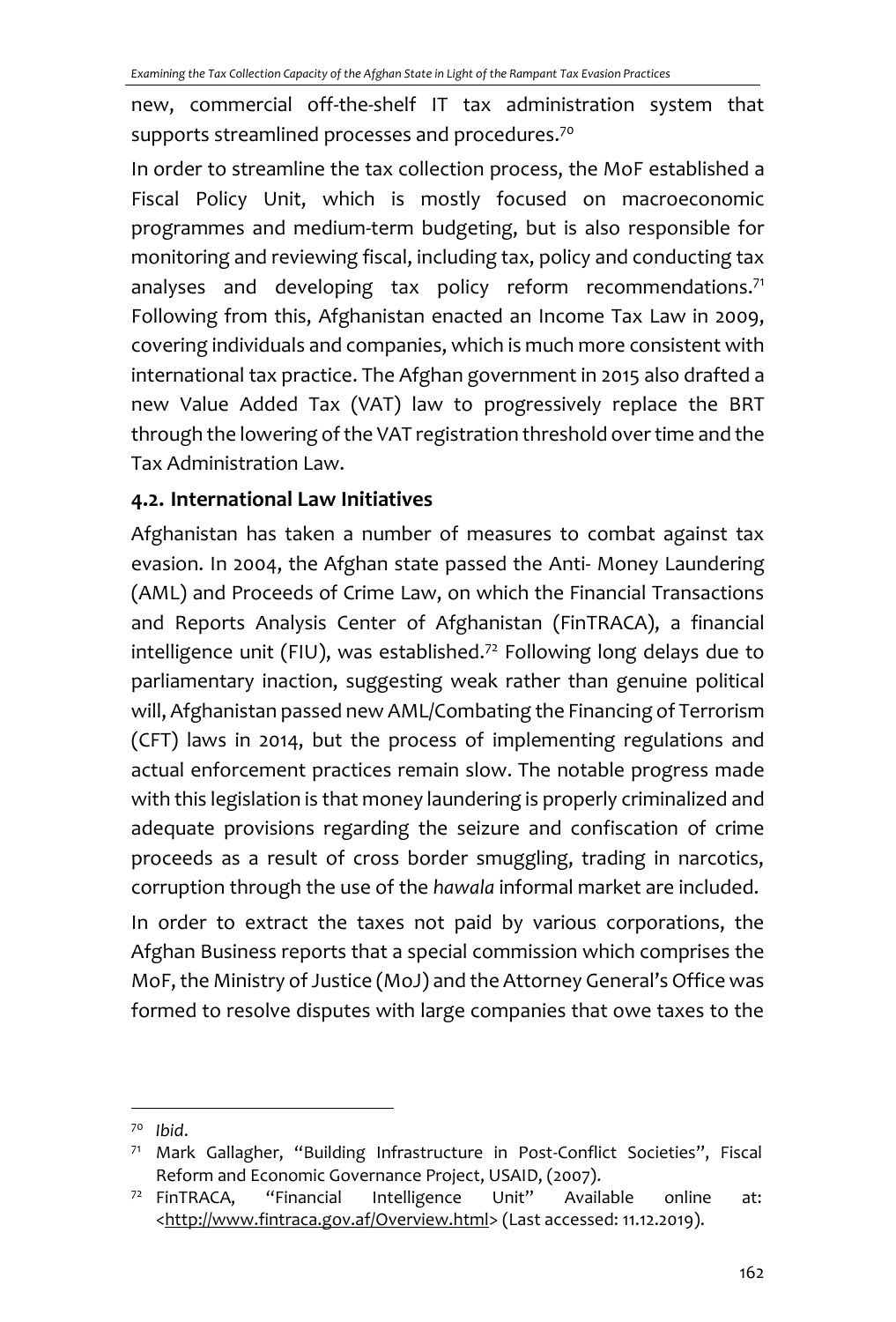new, commercial off-the-shelf IT tax administration system that supports streamlined processes and procedures.[70]

In order to streamline the tax collection process, the MoF established a Fiscal Policy Unit, which is mostly focused on macroeconomic programmes and medium-term budgeting, but is also responsible for monitoring and reviewing fiscal, including tax, policy and conducting tax analyses and developing tax policy reform recommendations.[71] Following from this, Afghanistan enacted an Income Tax Law in 2009, covering individuals and companies, which is much more consistent with international tax practice. The Afghan government in 2015 also drafted a new Value Added Tax (VAT) law to progressively replace the BRT through the lowering of the VAT registration threshold over time and the Tax Administration Law.

### 4.2. International Law Initiatives

Afghanistan has taken a number of measures to combat against tax evasion. In 2004, the Afghan state passed the Anti- Money Laundering (AML) and Proceeds of Crime Law, on which the Financial Transactions and Reports Analysis Center of Afghanistan (FinTRACA), a financial intelligence unit (FIU), was established.[72] Following long delays due to parliamentary inaction, suggesting weak rather than genuine political will, Afghanistan passed new AML/Combating the Financing of Terrorism (CFT) laws in 2014, but the process of implementing regulations and actual enforcement practices remain slow. The notable progress made with this legislation is that money laundering is properly criminalized and adequate provisions regarding the seizure and confiscation of crime proceeds as a result of cross border smuggling, trading in narcotics, corruption through the use of the *hawala* informal market are included.

In order to extract the taxes not paid by various corporations, the Afghan Business reports that a special commission which comprises the MoF, the Ministry of Justice (MoJ) and the Attorney General's Office was formed to resolve disputes with large companies that owe taxes to the

---

[70] *Ibid*.

[71] Mark Gallagher, "Building Infrastructure in Post-Conflict Societies", Fiscal Reform and Economic Governance Project, USAID, (2007).

[72] FinTRACA, "Financial Intelligence Unit" Available online at: <http://www.fintraca.gov.af/Overview.html> (Last accessed: 11.12.2019).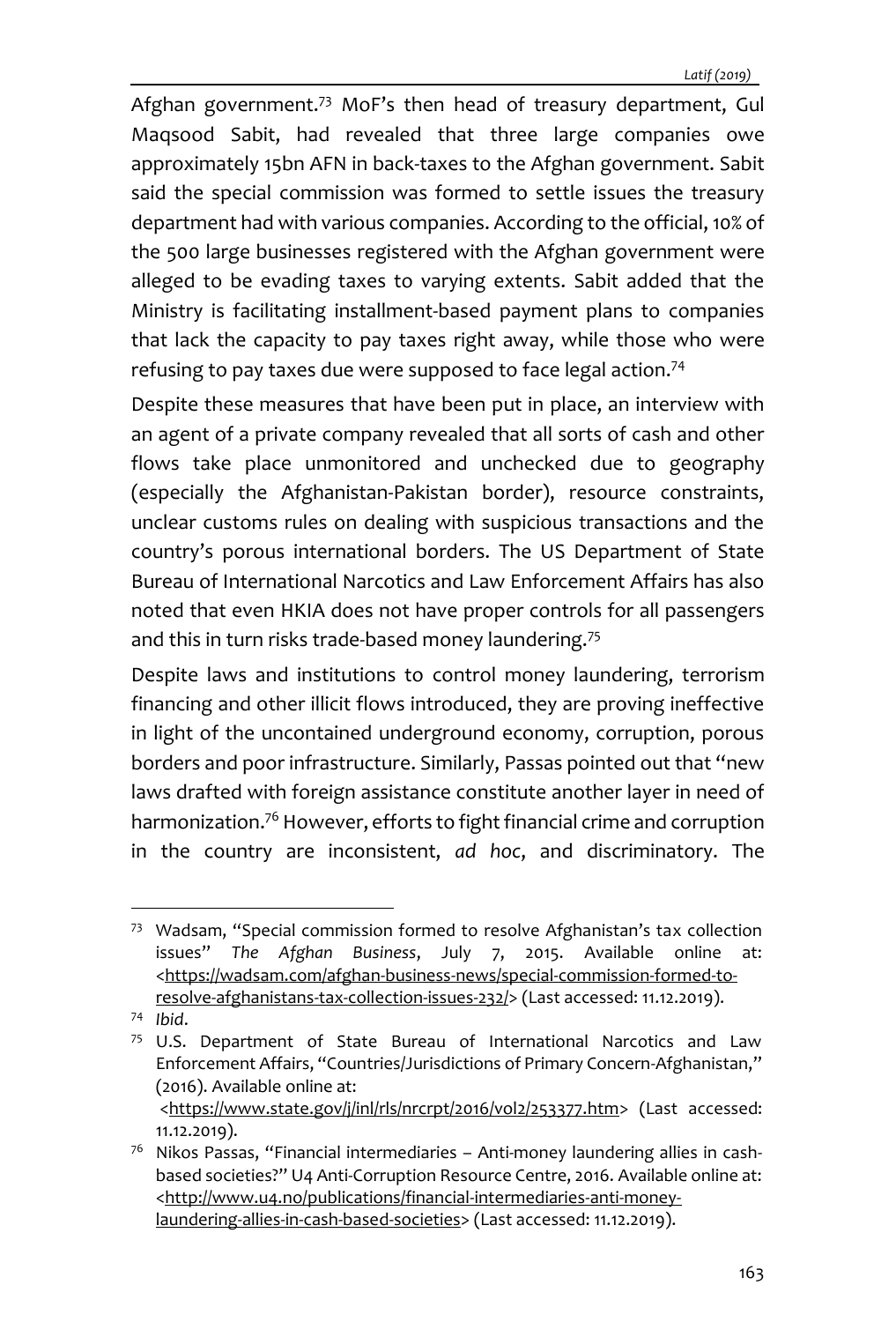Afghan government.[73] MoF's then head of treasury department, Gul Maqsood Sabit, had revealed that three large companies owe approximately 15bn AFN in back-taxes to the Afghan government. Sabit said the special commission was formed to settle issues the treasury department had with various companies. According to the official, 10% of the 500 large businesses registered with the Afghan government were alleged to be evading taxes to varying extents. Sabit added that the Ministry is facilitating installment-based payment plans to companies that lack the capacity to pay taxes right away, while those who were refusing to pay taxes due were supposed to face legal action.[74]

Despite these measures that have been put in place, an interview with an agent of a private company revealed that all sorts of cash and other flows take place unmonitored and unchecked due to geography (especially the Afghanistan-Pakistan border), resource constraints, unclear customs rules on dealing with suspicious transactions and the country's porous international borders. The US Department of State Bureau of International Narcotics and Law Enforcement Affairs has also noted that even HKIA does not have proper controls for all passengers and this in turn risks trade-based money laundering.[75]

Despite laws and institutions to control money laundering, terrorism financing and other illicit flows introduced, they are proving ineffective in light of the uncontained underground economy, corruption, porous borders and poor infrastructure. Similarly, Passas pointed out that "new laws drafted with foreign assistance constitute another layer in need of harmonization.[76] However, efforts to fight financial crime and corruption in the country are inconsistent, *ad hoc*, and discriminatory. The

---

[73] Wadsam, "Special commission formed to resolve Afghanistan's tax collection issues" *The Afghan Business*, July 7, 2015. Available online at: <https://wadsam.com/afghan-business-news/special-commission-formed-to-resolve-afghanistans-tax-collection-issues-232/> (Last accessed: 11.12.2019).

[74] *Ibid*.

[75] U.S. Department of State Bureau of International Narcotics and Law Enforcement Affairs, "Countries/Jurisdictions of Primary Concern-Afghanistan," (2016). Available online at: <https://www.state.gov/j/inl/rls/nrcrpt/2016/vol2/253377.htm> (Last accessed: 11.12.2019).

[76] Nikos Passas, "Financial intermediaries – Anti-money laundering allies in cash-based societies?" U4 Anti-Corruption Resource Centre, 2016. Available online at: <http://www.u4.no/publications/financial-intermediaries-anti-money-laundering-allies-in-cash-based-societies> (Last accessed: 11.12.2019).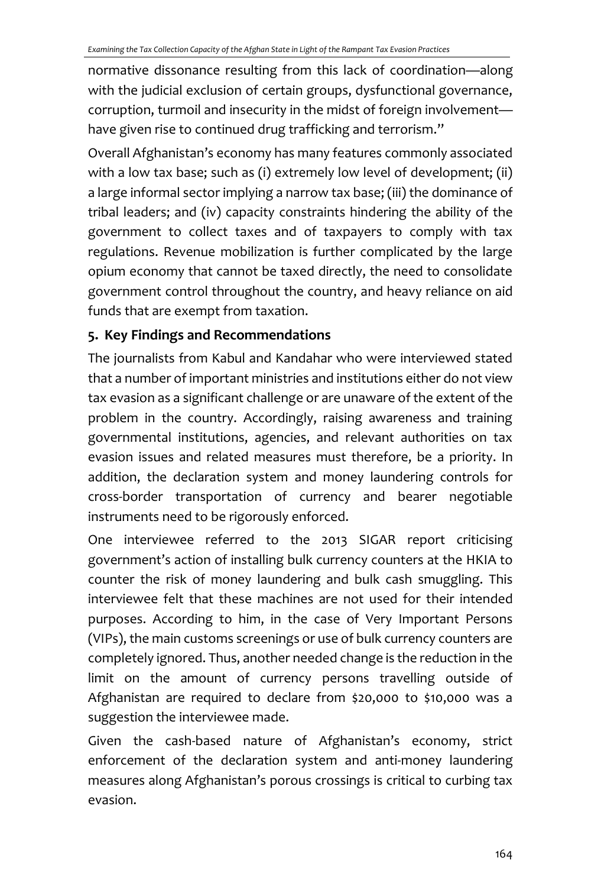normative dissonance resulting from this lack of coordination—along with the judicial exclusion of certain groups, dysfunctional governance, corruption, turmoil and insecurity in the midst of foreign involvement—have given rise to continued drug trafficking and terrorism."

Overall Afghanistan's economy has many features commonly associated with a low tax base; such as (i) extremely low level of development; (ii) a large informal sector implying a narrow tax base; (iii) the dominance of tribal leaders; and (iv) capacity constraints hindering the ability of the government to collect taxes and of taxpayers to comply with tax regulations. Revenue mobilization is further complicated by the large opium economy that cannot be taxed directly, the need to consolidate government control throughout the country, and heavy reliance on aid funds that are exempt from taxation.

## 5. Key Findings and Recommendations

The journalists from Kabul and Kandahar who were interviewed stated that a number of important ministries and institutions either do not view tax evasion as a significant challenge or are unaware of the extent of the problem in the country. Accordingly, raising awareness and training governmental institutions, agencies, and relevant authorities on tax evasion issues and related measures must therefore, be a priority. In addition, the declaration system and money laundering controls for cross-border transportation of currency and bearer negotiable instruments need to be rigorously enforced.

One interviewee referred to the 2013 SIGAR report criticising government's action of installing bulk currency counters at the HKIA to counter the risk of money laundering and bulk cash smuggling. This interviewee felt that these machines are not used for their intended purposes. According to him, in the case of Very Important Persons (VIPs), the main customs screenings or use of bulk currency counters are completely ignored. Thus, another needed change is the reduction in the limit on the amount of currency persons travelling outside of Afghanistan are required to declare from $20,000 to $10,000 was a suggestion the interviewee made.

Given the cash-based nature of Afghanistan's economy, strict enforcement of the declaration system and anti-money laundering measures along Afghanistan's porous crossings is critical to curbing tax evasion.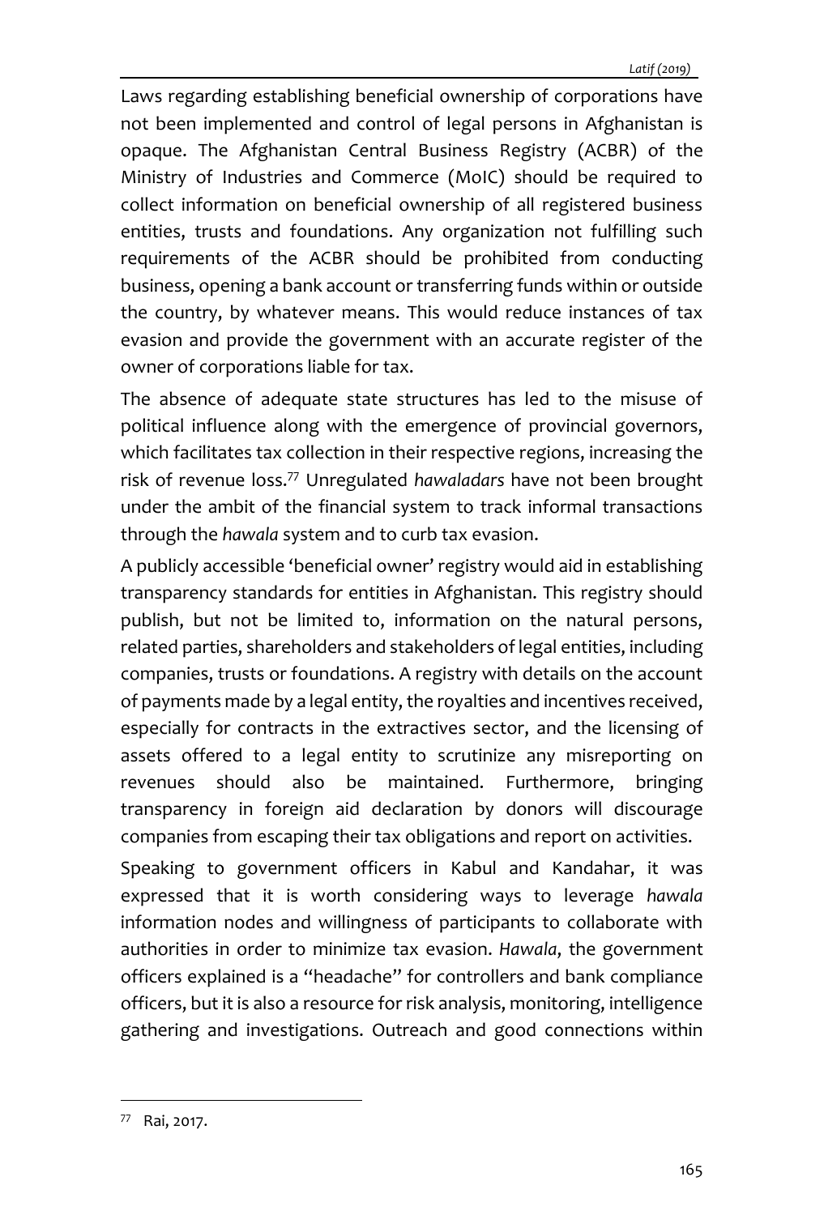Laws regarding establishing beneficial ownership of corporations have not been implemented and control of legal persons in Afghanistan is opaque. The Afghanistan Central Business Registry (ACBR) of the Ministry of Industries and Commerce (MoIC) should be required to collect information on beneficial ownership of all registered business entities, trusts and foundations. Any organization not fulfilling such requirements of the ACBR should be prohibited from conducting business, opening a bank account or transferring funds within or outside the country, by whatever means. This would reduce instances of tax evasion and provide the government with an accurate register of the owner of corporations liable for tax.

The absence of adequate state structures has led to the misuse of political influence along with the emergence of provincial governors, which facilitates tax collection in their respective regions, increasing the risk of revenue loss.[77] Unregulated *hawaladars* have not been brought under the ambit of the financial system to track informal transactions through the *hawala* system and to curb tax evasion.

A publicly accessible 'beneficial owner' registry would aid in establishing transparency standards for entities in Afghanistan. This registry should publish, but not be limited to, information on the natural persons, related parties, shareholders and stakeholders of legal entities, including companies, trusts or foundations. A registry with details on the account of payments made by a legal entity, the royalties and incentives received, especially for contracts in the extractives sector, and the licensing of assets offered to a legal entity to scrutinize any misreporting on revenues should also be maintained. Furthermore, bringing transparency in foreign aid declaration by donors will discourage companies from escaping their tax obligations and report on activities.

Speaking to government officers in Kabul and Kandahar, it was expressed that it is worth considering ways to leverage *hawala* information nodes and willingness of participants to collaborate with authorities in order to minimize tax evasion. *Hawala*, the government officers explained is a "headache" for controllers and bank compliance officers, but it is also a resource for risk analysis, monitoring, intelligence gathering and investigations. Outreach and good connections within

[77] Rai, 2017.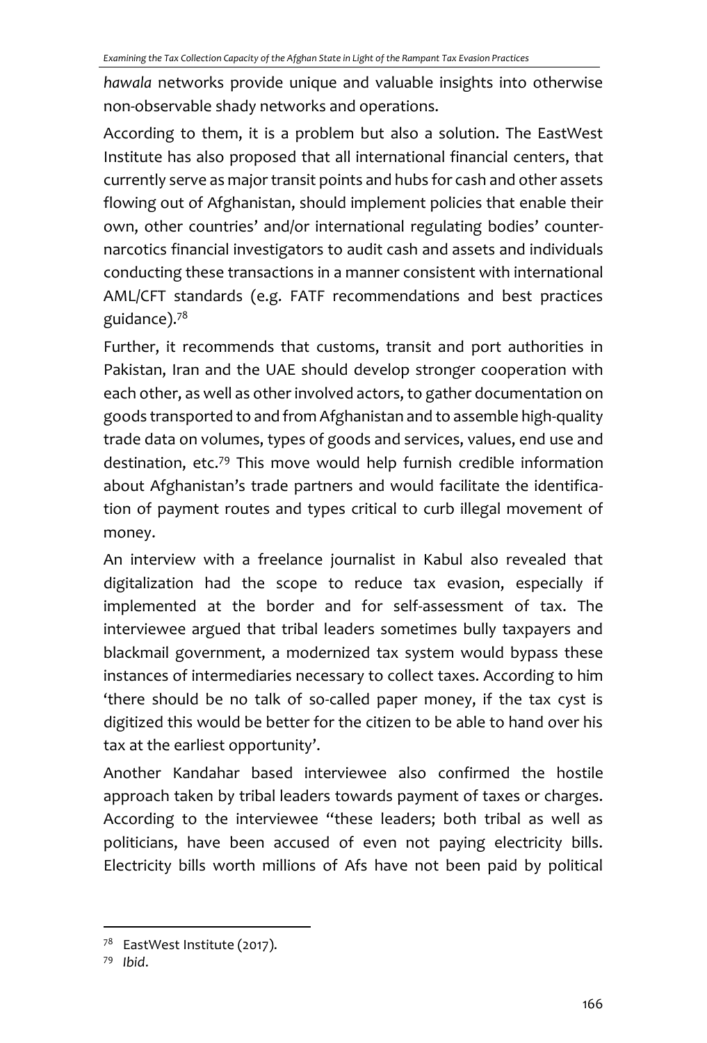*hawala* networks provide unique and valuable insights into otherwise non-observable shady networks and operations.

According to them, it is a problem but also a solution. The EastWest Institute has also proposed that all international financial centers, that currently serve as major transit points and hubs for cash and other assets flowing out of Afghanistan, should implement policies that enable their own, other countries' and/or international regulating bodies' counter-narcotics financial investigators to audit cash and assets and individuals conducting these transactions in a manner consistent with international AML/CFT standards (e.g. FATF recommendations and best practices guidance).[78]

Further, it recommends that customs, transit and port authorities in Pakistan, Iran and the UAE should develop stronger cooperation with each other, as well as other involved actors, to gather documentation on goods transported to and from Afghanistan and to assemble high-quality trade data on volumes, types of goods and services, values, end use and destination, etc.[79] This move would help furnish credible information about Afghanistan's trade partners and would facilitate the identification of payment routes and types critical to curb illegal movement of money.

An interview with a freelance journalist in Kabul also revealed that digitalization had the scope to reduce tax evasion, especially if implemented at the border and for self-assessment of tax. The interviewee argued that tribal leaders sometimes bully taxpayers and blackmail government, a modernized tax system would bypass these instances of intermediaries necessary to collect taxes. According to him 'there should be no talk of so-called paper money, if the tax cyst is digitized this would be better for the citizen to be able to hand over his tax at the earliest opportunity'.

Another Kandahar based interviewee also confirmed the hostile approach taken by tribal leaders towards payment of taxes or charges. According to the interviewee "these leaders; both tribal as well as politicians, have been accused of even not paying electricity bills. Electricity bills worth millions of Afs have not been paid by political

---

[78] EastWest Institute (2017).

[79] *Ibid*.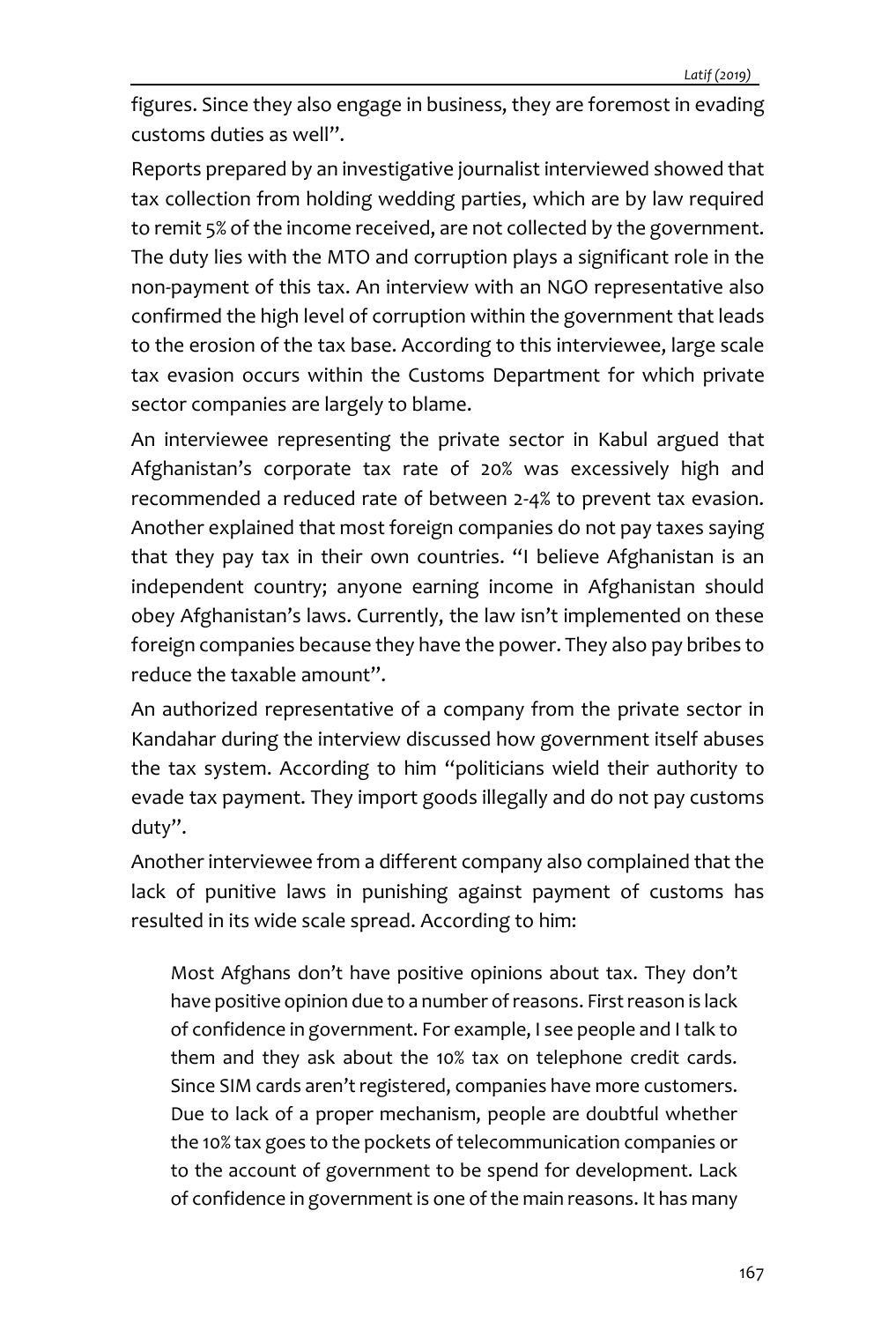figures. Since they also engage in business, they are foremost in evading customs duties as well".

Reports prepared by an investigative journalist interviewed showed that tax collection from holding wedding parties, which are by law required to remit 5% of the income received, are not collected by the government. The duty lies with the MTO and corruption plays a significant role in the non-payment of this tax. An interview with an NGO representative also confirmed the high level of corruption within the government that leads to the erosion of the tax base. According to this interviewee, large scale tax evasion occurs within the Customs Department for which private sector companies are largely to blame.

An interviewee representing the private sector in Kabul argued that Afghanistan's corporate tax rate of 20% was excessively high and recommended a reduced rate of between 2-4% to prevent tax evasion. Another explained that most foreign companies do not pay taxes saying that they pay tax in their own countries. "I believe Afghanistan is an independent country; anyone earning income in Afghanistan should obey Afghanistan's laws. Currently, the law isn't implemented on these foreign companies because they have the power. They also pay bribes to reduce the taxable amount".

An authorized representative of a company from the private sector in Kandahar during the interview discussed how government itself abuses the tax system. According to him "politicians wield their authority to evade tax payment. They import goods illegally and do not pay customs duty".

Another interviewee from a different company also complained that the lack of punitive laws in punishing against payment of customs has resulted in its wide scale spread. According to him:

> Most Afghans don't have positive opinions about tax. They don't have positive opinion due to a number of reasons. First reason is lack of confidence in government. For example, I see people and I talk to them and they ask about the 10% tax on telephone credit cards. Since SIM cards aren't registered, companies have more customers. Due to lack of a proper mechanism, people are doubtful whether the 10% tax goes to the pockets of telecommunication companies or to the account of government to be spend for development. Lack of confidence in government is one of the main reasons. It has many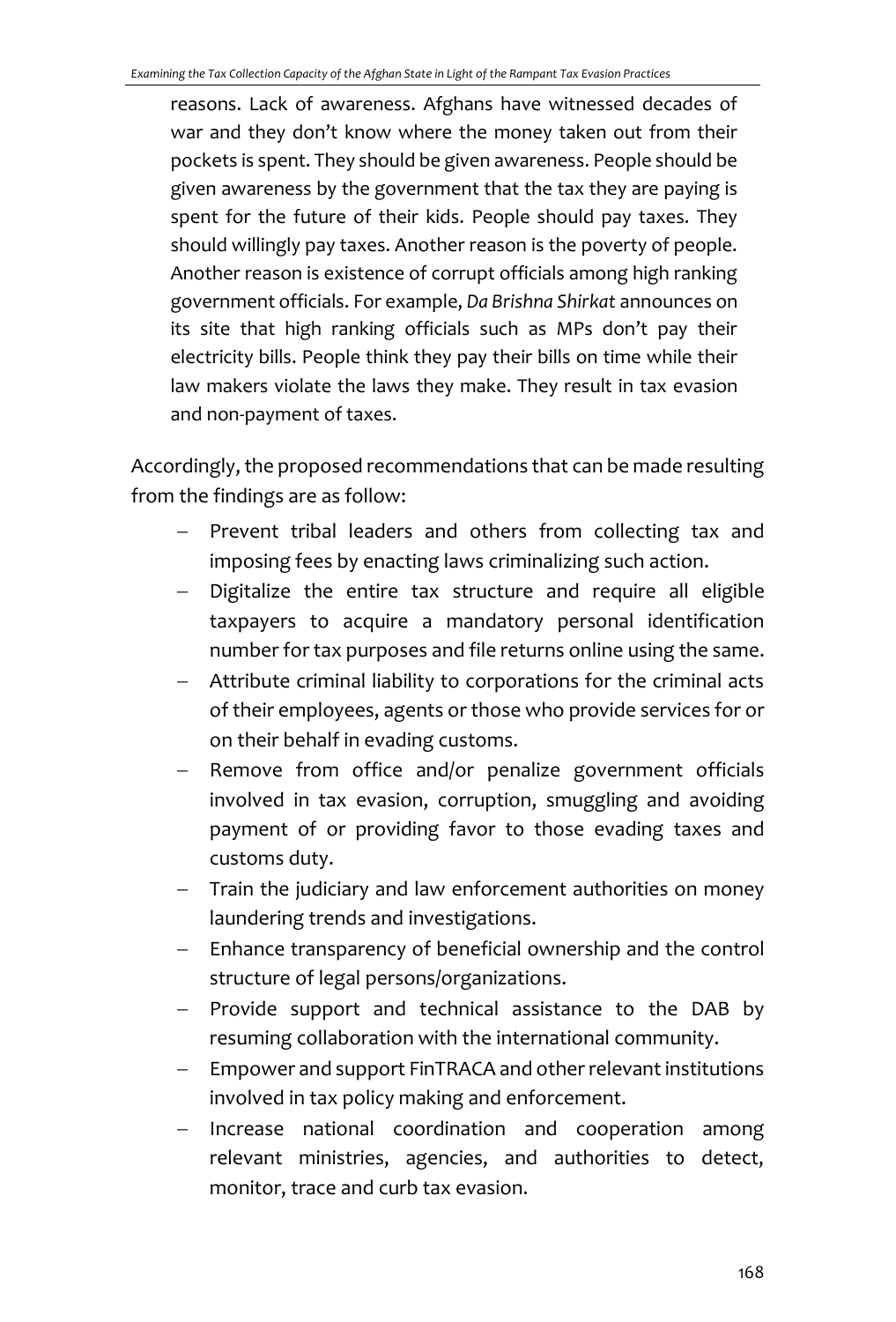> reasons. Lack of awareness. Afghans have witnessed decades of war and they don't know where the money taken out from their pockets is spent. They should be given awareness. People should be given awareness by the government that the tax they are paying is spent for the future of their kids. People should pay taxes. They should willingly pay taxes. Another reason is the poverty of people. Another reason is existence of corrupt officials among high ranking government officials. For example, *Da Brishna Shirkat* announces on its site that high ranking officials such as MPs don't pay their electricity bills. People think they pay their bills on time while their law makers violate the laws they make. They result in tax evasion and non-payment of taxes.

Accordingly, the proposed recommendations that can be made resulting from the findings are as follow:

- Prevent tribal leaders and others from collecting tax and imposing fees by enacting laws criminalizing such action.
- Digitalize the entire tax structure and require all eligible taxpayers to acquire a mandatory personal identification number for tax purposes and file returns online using the same.
- Attribute criminal liability to corporations for the criminal acts of their employees, agents or those who provide services for or on their behalf in evading customs.
- Remove from office and/or penalize government officials involved in tax evasion, corruption, smuggling and avoiding payment of or providing favor to those evading taxes and customs duty.
- Train the judiciary and law enforcement authorities on money laundering trends and investigations.
- Enhance transparency of beneficial ownership and the control structure of legal persons/organizations.
- Provide support and technical assistance to the DAB by resuming collaboration with the international community.
- Empower and support FinTRACA and other relevant institutions involved in tax policy making and enforcement.
- Increase national coordination and cooperation among relevant ministries, agencies, and authorities to detect, monitor, trace and curb tax evasion.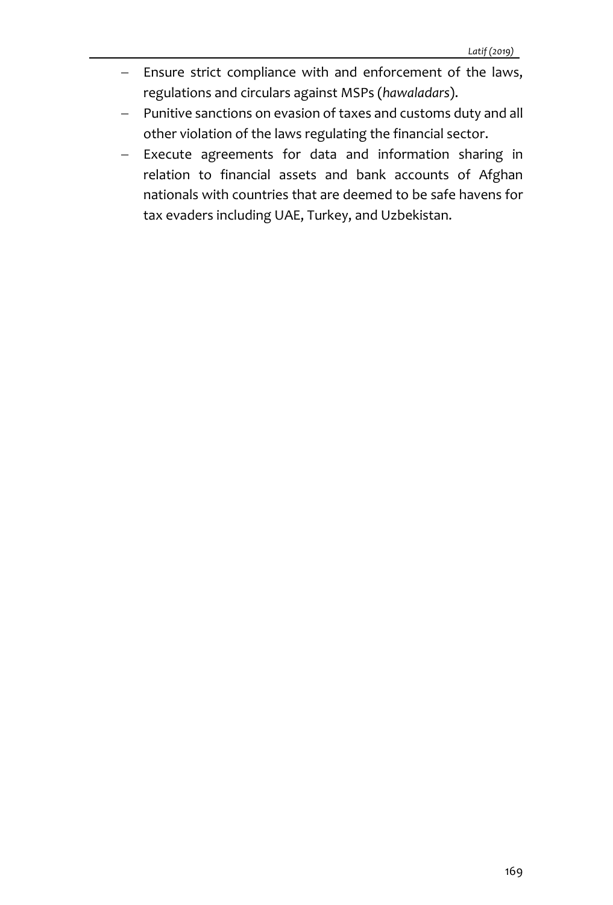- Ensure strict compliance with and enforcement of the laws, regulations and circulars against MSPs (*hawaladars*).
- Punitive sanctions on evasion of taxes and customs duty and all other violation of the laws regulating the financial sector.
- Execute agreements for data and information sharing in relation to financial assets and bank accounts of Afghan nationals with countries that are deemed to be safe havens for tax evaders including UAE, Turkey, and Uzbekistan.